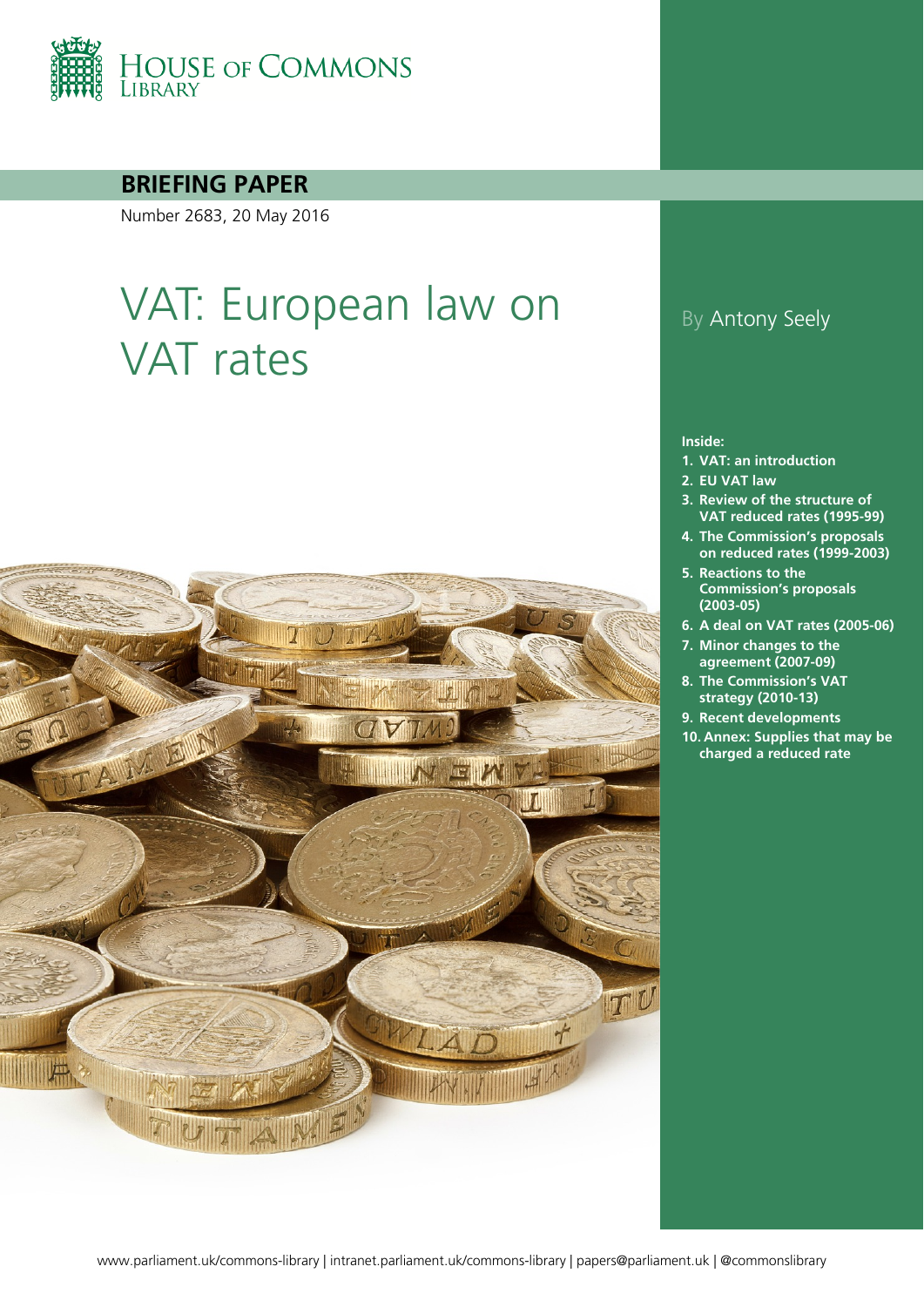HOUSE OF COMMONS LIBRARY

**BRIEFING PAPER**

Number 2683, 20 May 2016

# VAT: European law on VAT rates

By Antony Seely

**Inside:**

1. **VAT: an introduction**
2. **EU VAT law**
3. **Review of the structure of VAT reduced rates (1995-99)**
4. **The Commission's proposals on reduced rates (1999-2003)**
5. **Reactions to the Commission's proposals (2003-05)**
6. **A deal on VAT rates (2005-06)**
7. **Minor changes to the agreement (2007-09)**
8. **The Commission's VAT strategy (2010-13)**
9. **Recent developments**
10. **Annex: Supplies that may be charged a reduced rate**

www.parliament.uk/commons-library | intranet.parliament.uk/commons-library | papers@parliament.uk | @commonslibrary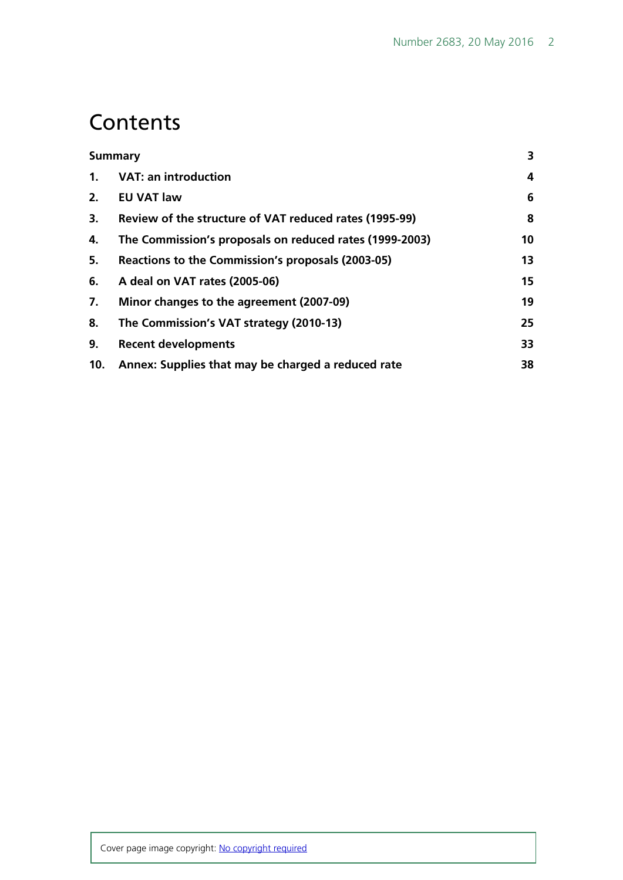# Contents

| | | |
|---|---|---|
| **Summary** | | **3** |
| **1.** | **VAT: an introduction** | **4** |
| **2.** | **EU VAT law** | **6** |
| **3.** | **Review of the structure of VAT reduced rates (1995-99)** | **8** |
| **4.** | **The Commission's proposals on reduced rates (1999-2003)** | **10** |
| **5.** | **Reactions to the Commission's proposals (2003-05)** | **13** |
| **6.** | **A deal on VAT rates (2005-06)** | **15** |
| **7.** | **Minor changes to the agreement (2007-09)** | **19** |
| **8.** | **The Commission's VAT strategy (2010-13)** | **25** |
| **9.** | **Recent developments** | **33** |
| **10.** | **Annex: Supplies that may be charged a reduced rate** | **38** |

Cover page image copyright: No copyright required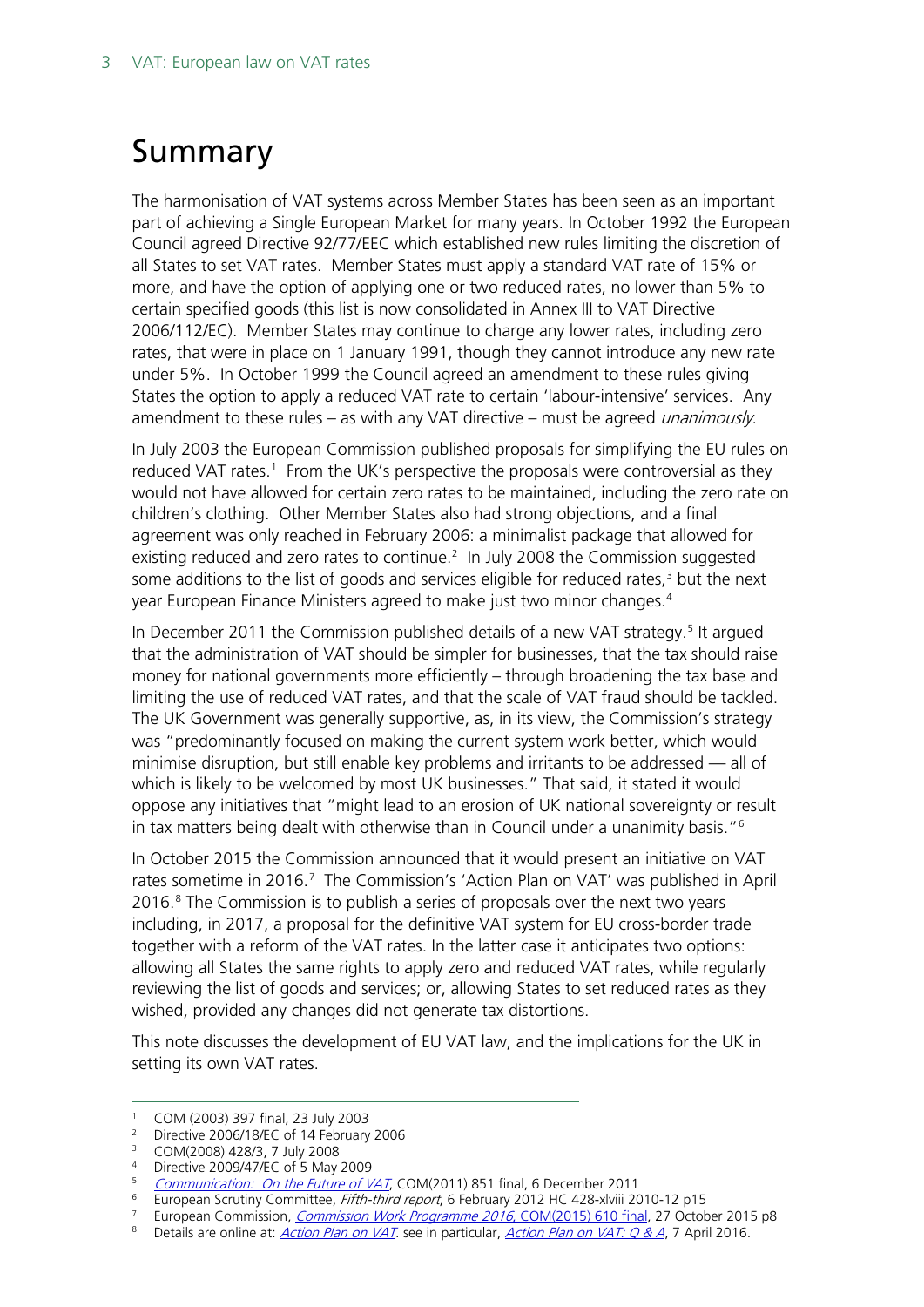# Summary

The harmonisation of VAT systems across Member States has been seen as an important part of achieving a Single European Market for many years. In October 1992 the European Council agreed Directive 92/77/EEC which established new rules limiting the discretion of all States to set VAT rates. Member States must apply a standard VAT rate of 15% or more, and have the option of applying one or two reduced rates, no lower than 5% to certain specified goods (this list is now consolidated in Annex III to VAT Directive 2006/112/EC). Member States may continue to charge any lower rates, including zero rates, that were in place on 1 January 1991, though they cannot introduce any new rate under 5%. In October 1999 the Council agreed an amendment to these rules giving States the option to apply a reduced VAT rate to certain 'labour-intensive' services. Any amendment to these rules – as with any VAT directive – must be agreed *unanimously*.

In July 2003 the European Commission published proposals for simplifying the EU rules on reduced VAT rates.[1] From the UK's perspective the proposals were controversial as they would not have allowed for certain zero rates to be maintained, including the zero rate on children's clothing. Other Member States also had strong objections, and a final agreement was only reached in February 2006: a minimalist package that allowed for existing reduced and zero rates to continue.[2] In July 2008 the Commission suggested some additions to the list of goods and services eligible for reduced rates,[3] but the next year European Finance Ministers agreed to make just two minor changes.[4]

In December 2011 the Commission published details of a new VAT strategy.[5] It argued that the administration of VAT should be simpler for businesses, that the tax should raise money for national governments more efficiently – through broadening the tax base and limiting the use of reduced VAT rates, and that the scale of VAT fraud should be tackled. The UK Government was generally supportive, as, in its view, the Commission's strategy was "predominantly focused on making the current system work better, which would minimise disruption, but still enable key problems and irritants to be addressed — all of which is likely to be welcomed by most UK businesses." That said, it stated it would oppose any initiatives that "might lead to an erosion of UK national sovereignty or result in tax matters being dealt with otherwise than in Council under a unanimity basis."[6]

In October 2015 the Commission announced that it would present an initiative on VAT rates sometime in 2016.[7] The Commission's 'Action Plan on VAT' was published in April 2016.[8] The Commission is to publish a series of proposals over the next two years including, in 2017, a proposal for the definitive VAT system for EU cross-border trade together with a reform of the VAT rates. In the latter case it anticipates two options: allowing all States the same rights to apply zero and reduced VAT rates, while regularly reviewing the list of goods and services; or, allowing States to set reduced rates as they wished, provided any changes did not generate tax distortions.

This note discusses the development of EU VAT law, and the implications for the UK in setting its own VAT rates.

---

[1] COM (2003) 397 final, 23 July 2003

[2] Directive 2006/18/EC of 14 February 2006

[3] COM(2008) 428/3, 7 July 2008

[4] Directive 2009/47/EC of 5 May 2009

[5] *Communication: On the Future of VAT*, COM(2011) 851 final, 6 December 2011

[6] European Scrutiny Committee, *Fifth-third report*, 6 February 2012 HC 428-xlviii 2010-12 p15

[7] European Commission, *Commission Work Programme 2016*, COM(2015) 610 final, 27 October 2015 p8

[8] Details are online at: *Action Plan on VAT*. see in particular, *Action Plan on VAT: Q & A*, 7 April 2016.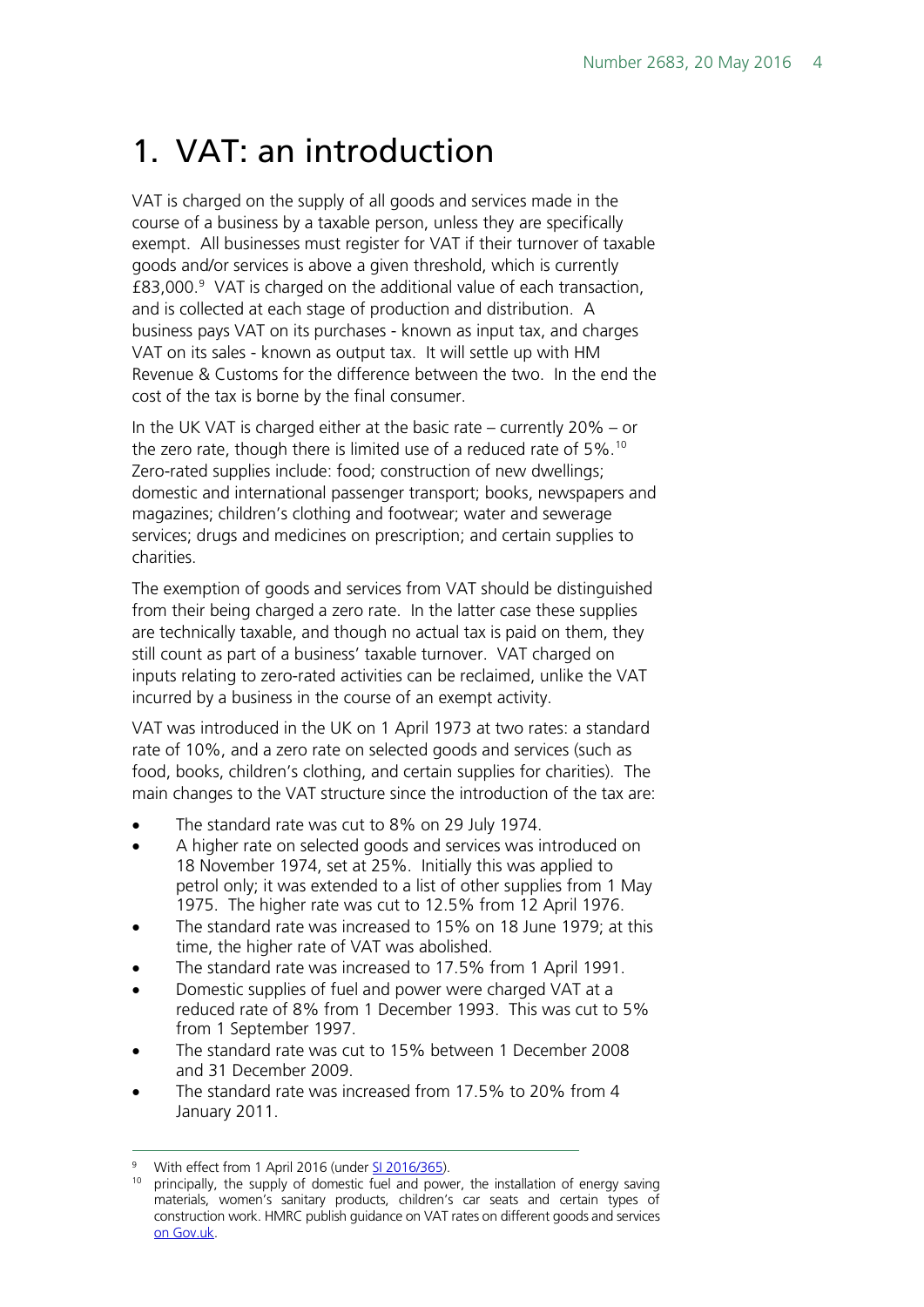# 1. VAT: an introduction

VAT is charged on the supply of all goods and services made in the course of a business by a taxable person, unless they are specifically exempt. All businesses must register for VAT if their turnover of taxable goods and/or services is above a given threshold, which is currently £83,000.[9] VAT is charged on the additional value of each transaction, and is collected at each stage of production and distribution. A business pays VAT on its purchases - known as input tax, and charges VAT on its sales - known as output tax. It will settle up with HM Revenue & Customs for the difference between the two. In the end the cost of the tax is borne by the final consumer.

In the UK VAT is charged either at the basic rate – currently 20% – or the zero rate, though there is limited use of a reduced rate of 5%.[10] Zero-rated supplies include: food; construction of new dwellings; domestic and international passenger transport; books, newspapers and magazines; children's clothing and footwear; water and sewerage services; drugs and medicines on prescription; and certain supplies to charities.

The exemption of goods and services from VAT should be distinguished from their being charged a zero rate. In the latter case these supplies are technically taxable, and though no actual tax is paid on them, they still count as part of a business' taxable turnover. VAT charged on inputs relating to zero-rated activities can be reclaimed, unlike the VAT incurred by a business in the course of an exempt activity.

VAT was introduced in the UK on 1 April 1973 at two rates: a standard rate of 10%, and a zero rate on selected goods and services (such as food, books, children's clothing, and certain supplies for charities). The main changes to the VAT structure since the introduction of the tax are:

- The standard rate was cut to 8% on 29 July 1974.
- A higher rate on selected goods and services was introduced on 18 November 1974, set at 25%. Initially this was applied to petrol only; it was extended to a list of other supplies from 1 May 1975. The higher rate was cut to 12.5% from 12 April 1976.
- The standard rate was increased to 15% on 18 June 1979; at this time, the higher rate of VAT was abolished.
- The standard rate was increased to 17.5% from 1 April 1991.
- Domestic supplies of fuel and power were charged VAT at a reduced rate of 8% from 1 December 1993. This was cut to 5% from 1 September 1997.
- The standard rate was cut to 15% between 1 December 2008 and 31 December 2009.
- The standard rate was increased from 17.5% to 20% from 4 January 2011.

---

[9] With effect from 1 April 2016 (under SI 2016/365).

[10] principally, the supply of domestic fuel and power, the installation of energy saving materials, women's sanitary products, children's car seats and certain types of construction work. HMRC publish guidance on VAT rates on different goods and services on Gov.uk.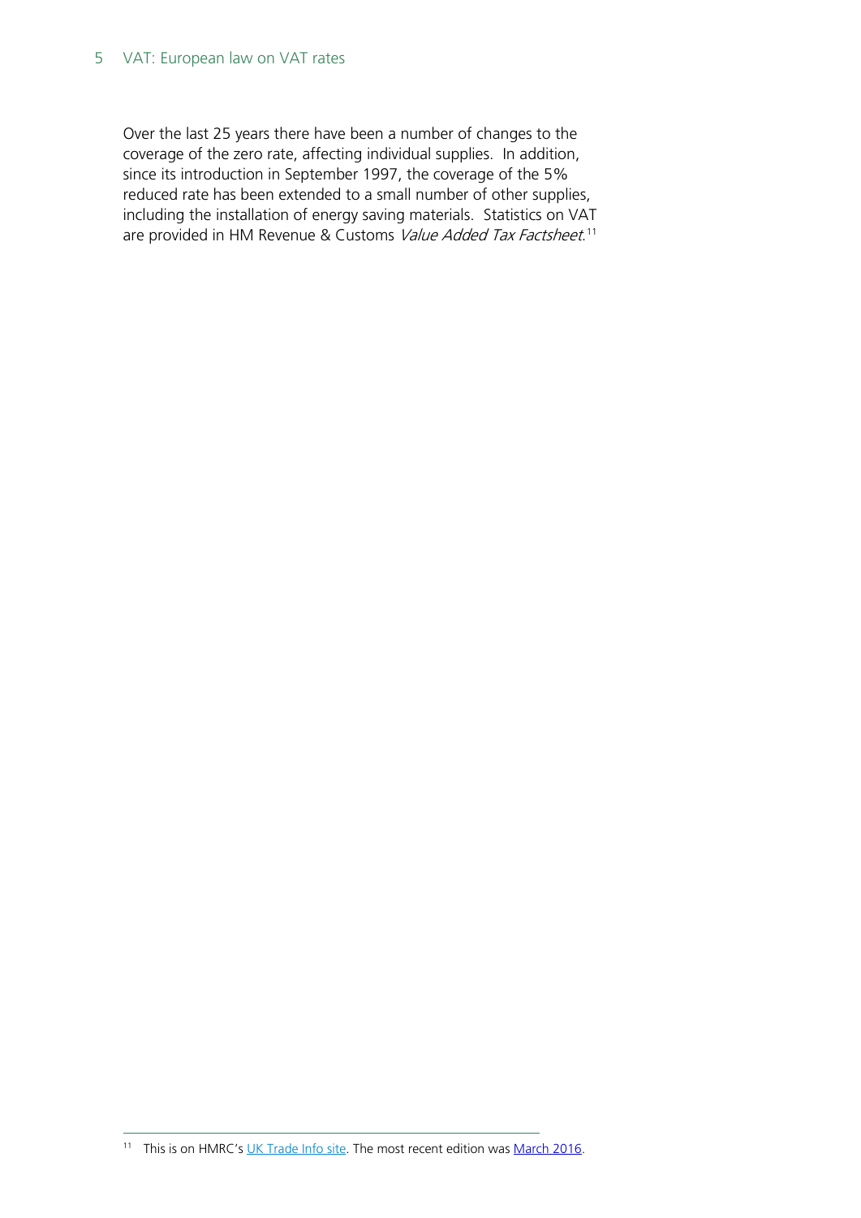Over the last 25 years there have been a number of changes to the coverage of the zero rate, affecting individual supplies. In addition, since its introduction in September 1997, the coverage of the 5% reduced rate has been extended to a small number of other supplies, including the installation of energy saving materials. Statistics on VAT are provided in HM Revenue & Customs *Value Added Tax Factsheet*.[11]

[11] This is on HMRC's UK Trade Info site. The most recent edition was March 2016.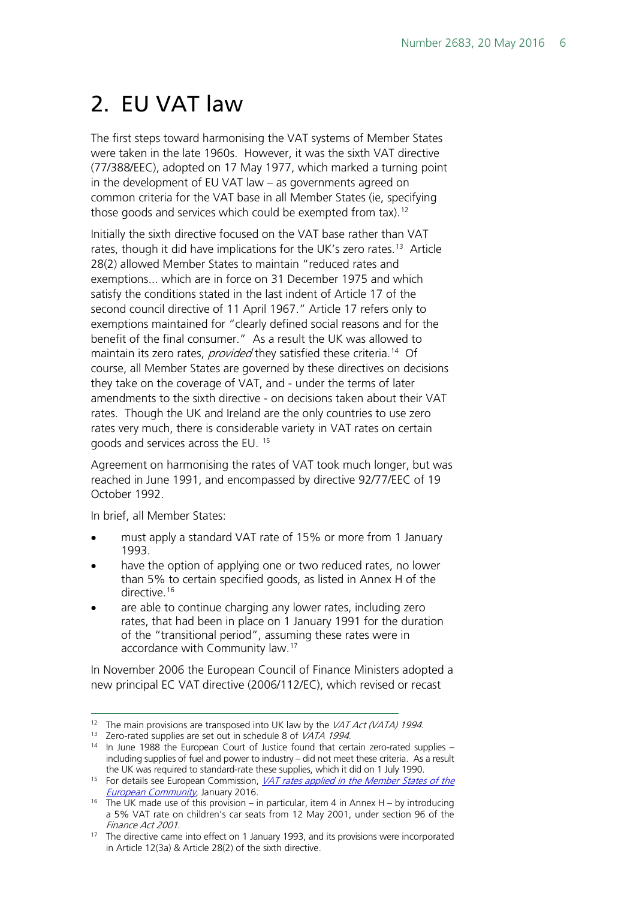# 2. EU VAT law

The first steps toward harmonising the VAT systems of Member States were taken in the late 1960s. However, it was the sixth VAT directive (77/388/EEC), adopted on 17 May 1977, which marked a turning point in the development of EU VAT law – as governments agreed on common criteria for the VAT base in all Member States (ie, specifying those goods and services which could be exempted from tax).[12]

Initially the sixth directive focused on the VAT base rather than VAT rates, though it did have implications for the UK's zero rates.[13] Article 28(2) allowed Member States to maintain "reduced rates and exemptions... which are in force on 31 December 1975 and which satisfy the conditions stated in the last indent of Article 17 of the second council directive of 11 April 1967." Article 17 refers only to exemptions maintained for "clearly defined social reasons and for the benefit of the final consumer." As a result the UK was allowed to maintain its zero rates, *provided* they satisfied these criteria.[14] Of course, all Member States are governed by these directives on decisions they take on the coverage of VAT, and - under the terms of later amendments to the sixth directive - on decisions taken about their VAT rates. Though the UK and Ireland are the only countries to use zero rates very much, there is considerable variety in VAT rates on certain goods and services across the EU. [15]

Agreement on harmonising the rates of VAT took much longer, but was reached in June 1991, and encompassed by directive 92/77/EEC of 19 October 1992.

In brief, all Member States:

- must apply a standard VAT rate of 15% or more from 1 January 1993.
- have the option of applying one or two reduced rates, no lower than 5% to certain specified goods, as listed in Annex H of the directive.[16]
- are able to continue charging any lower rates, including zero rates, that had been in place on 1 January 1991 for the duration of the "transitional period", assuming these rates were in accordance with Community law.[17]

In November 2006 the European Council of Finance Ministers adopted a new principal EC VAT directive (2006/112/EC), which revised or recast

---

[12] The main provisions are transposed into UK law by the *VAT Act (VATA) 1994*.

[13] Zero-rated supplies are set out in schedule 8 of *VATA 1994*.

[14] In June 1988 the European Court of Justice found that certain zero-rated supplies – including supplies of fuel and power to industry – did not meet these criteria. As a result the UK was required to standard-rate these supplies, which it did on 1 July 1990.

[15] For details see European Commission, *VAT rates applied in the Member States of the European Community*, January 2016.

[16] The UK made use of this provision – in particular, item 4 in Annex H – by introducing a 5% VAT rate on children's car seats from 12 May 2001, under section 96 of the *Finance Act 2001*.

[17] The directive came into effect on 1 January 1993, and its provisions were incorporated in Article 12(3a) & Article 28(2) of the sixth directive.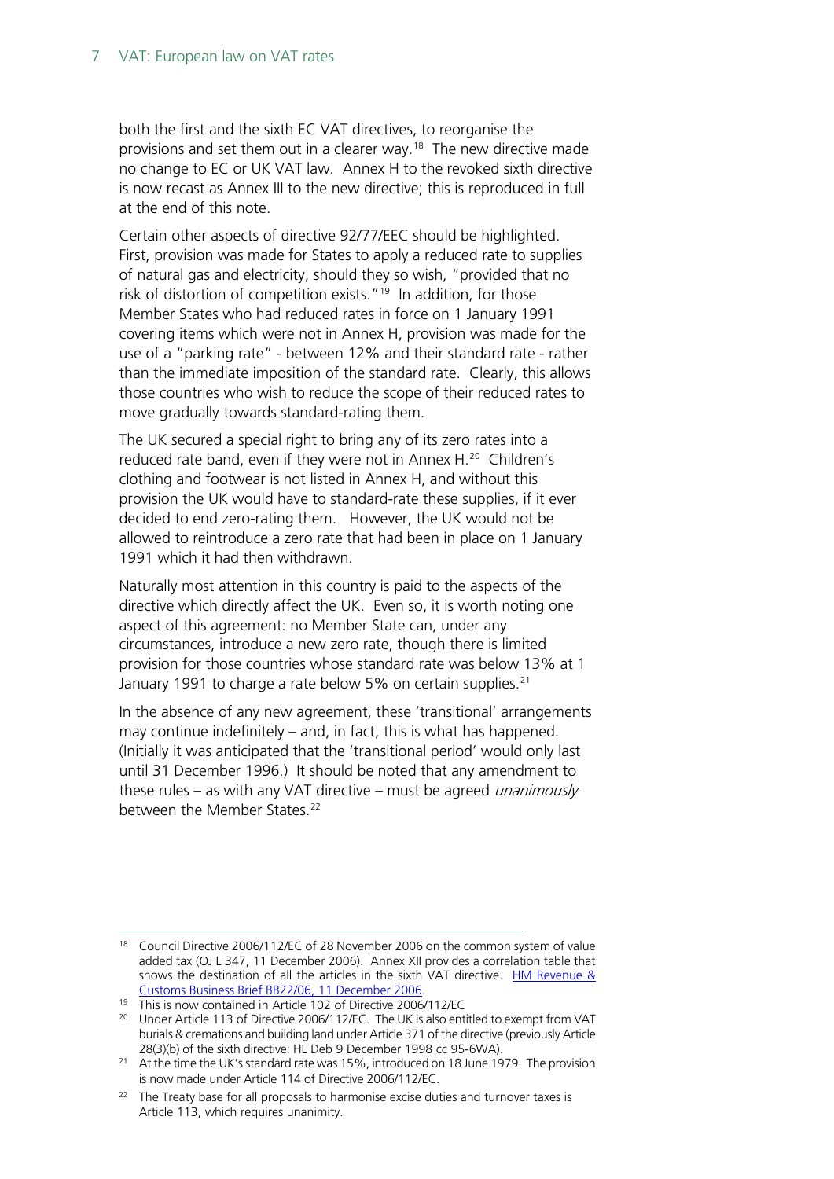both the first and the sixth EC VAT directives, to reorganise the provisions and set them out in a clearer way.[18] The new directive made no change to EC or UK VAT law. Annex H to the revoked sixth directive is now recast as Annex III to the new directive; this is reproduced in full at the end of this note.

Certain other aspects of directive 92/77/EEC should be highlighted. First, provision was made for States to apply a reduced rate to supplies of natural gas and electricity, should they so wish, "provided that no risk of distortion of competition exists."[19] In addition, for those Member States who had reduced rates in force on 1 January 1991 covering items which were not in Annex H, provision was made for the use of a "parking rate" - between 12% and their standard rate - rather than the immediate imposition of the standard rate. Clearly, this allows those countries who wish to reduce the scope of their reduced rates to move gradually towards standard-rating them.

The UK secured a special right to bring any of its zero rates into a reduced rate band, even if they were not in Annex H.[20] Children's clothing and footwear is not listed in Annex H, and without this provision the UK would have to standard-rate these supplies, if it ever decided to end zero-rating them. However, the UK would not be allowed to reintroduce a zero rate that had been in place on 1 January 1991 which it had then withdrawn.

Naturally most attention in this country is paid to the aspects of the directive which directly affect the UK. Even so, it is worth noting one aspect of this agreement: no Member State can, under any circumstances, introduce a new zero rate, though there is limited provision for those countries whose standard rate was below 13% at 1 January 1991 to charge a rate below 5% on certain supplies.[21]

In the absence of any new agreement, these 'transitional' arrangements may continue indefinitely – and, in fact, this is what has happened. (Initially it was anticipated that the 'transitional period' would only last until 31 December 1996.) It should be noted that any amendment to these rules – as with any VAT directive – must be agreed *unanimously* between the Member States.[22]

---

[18] Council Directive 2006/112/EC of 28 November 2006 on the common system of value added tax (OJ L 347, 11 December 2006). Annex XII provides a correlation table that shows the destination of all the articles in the sixth VAT directive. [HM Revenue & Customs Business Brief BB22/06, 11 December 2006](#).

[19] This is now contained in Article 102 of Directive 2006/112/EC

[20] Under Article 113 of Directive 2006/112/EC. The UK is also entitled to exempt from VAT burials & cremations and building land under Article 371 of the directive (previously Article 28(3)(b) of the sixth directive: HL Deb 9 December 1998 cc 95-6WA).

[21] At the time the UK's standard rate was 15%, introduced on 18 June 1979. The provision is now made under Article 114 of Directive 2006/112/EC.

[22] The Treaty base for all proposals to harmonise excise duties and turnover taxes is Article 113, which requires unanimity.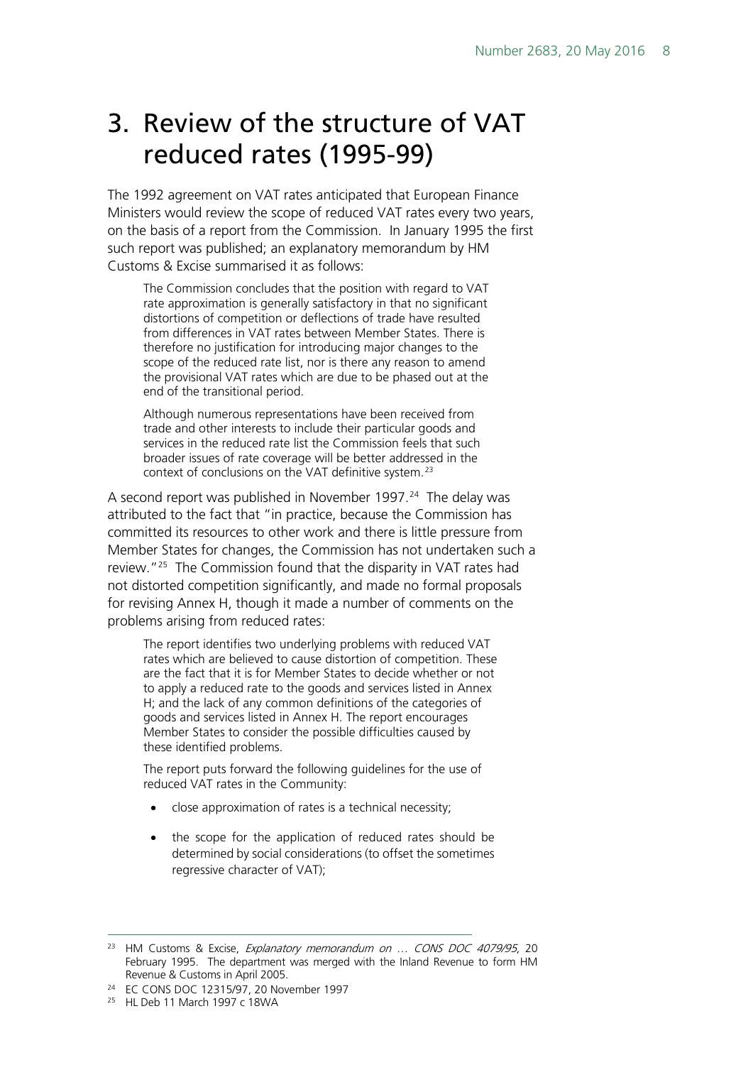# 3. Review of the structure of VAT reduced rates (1995-99)

The 1992 agreement on VAT rates anticipated that European Finance Ministers would review the scope of reduced VAT rates every two years, on the basis of a report from the Commission. In January 1995 the first such report was published; an explanatory memorandum by HM Customs & Excise summarised it as follows:

> The Commission concludes that the position with regard to VAT rate approximation is generally satisfactory in that no significant distortions of competition or deflections of trade have resulted from differences in VAT rates between Member States. There is therefore no justification for introducing major changes to the scope of the reduced rate list, nor is there any reason to amend the provisional VAT rates which are due to be phased out at the end of the transitional period.
>
> Although numerous representations have been received from trade and other interests to include their particular goods and services in the reduced rate list the Commission feels that such broader issues of rate coverage will be better addressed in the context of conclusions on the VAT definitive system.[23]

A second report was published in November 1997.[24] The delay was attributed to the fact that "in practice, because the Commission has committed its resources to other work and there is little pressure from Member States for changes, the Commission has not undertaken such a review."[25] The Commission found that the disparity in VAT rates had not distorted competition significantly, and made no formal proposals for revising Annex H, though it made a number of comments on the problems arising from reduced rates:

> The report identifies two underlying problems with reduced VAT rates which are believed to cause distortion of competition. These are the fact that it is for Member States to decide whether or not to apply a reduced rate to the goods and services listed in Annex H; and the lack of any common definitions of the categories of goods and services listed in Annex H. The report encourages Member States to consider the possible difficulties caused by these identified problems.
>
> The report puts forward the following guidelines for the use of reduced VAT rates in the Community:
>
> - close approximation of rates is a technical necessity;
> - the scope for the application of reduced rates should be determined by social considerations (to offset the sometimes regressive character of VAT);

---

[23] HM Customs & Excise, *Explanatory memorandum on … CONS DOC 4079/95*, 20 February 1995. The department was merged with the Inland Revenue to form HM Revenue & Customs in April 2005.

[24] EC CONS DOC 12315/97, 20 November 1997

[25] HL Deb 11 March 1997 c 18WA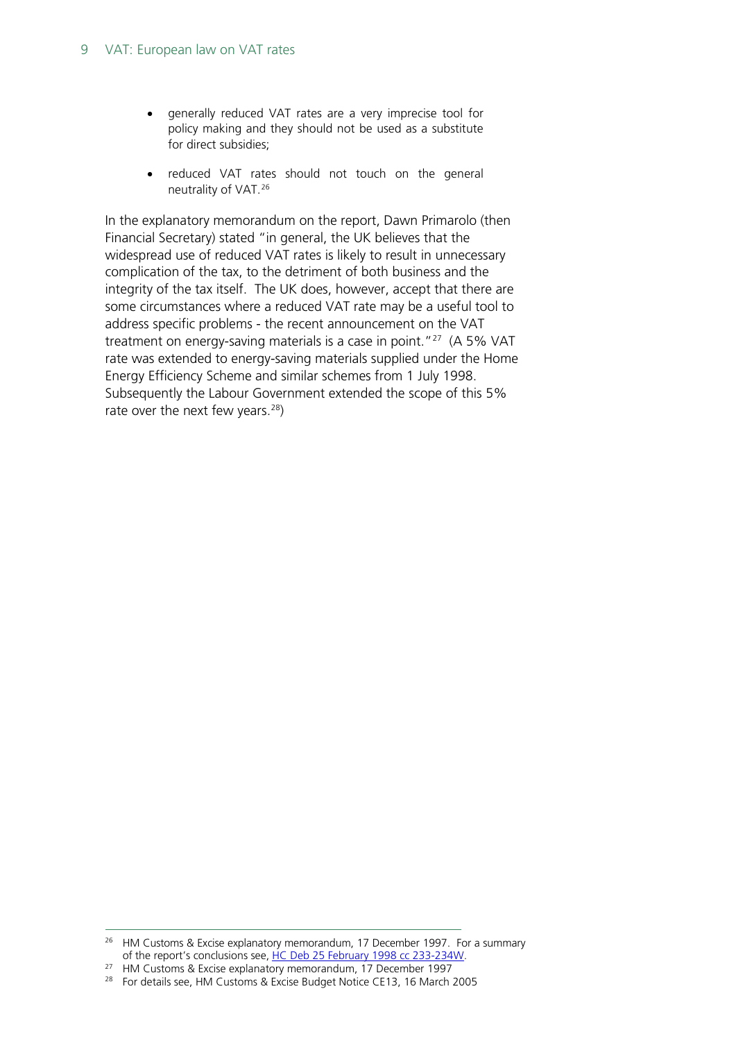- generally reduced VAT rates are a very imprecise tool for policy making and they should not be used as a substitute for direct subsidies;
- reduced VAT rates should not touch on the general neutrality of VAT.[26]

In the explanatory memorandum on the report, Dawn Primarolo (then Financial Secretary) stated "in general, the UK believes that the widespread use of reduced VAT rates is likely to result in unnecessary complication of the tax, to the detriment of both business and the integrity of the tax itself. The UK does, however, accept that there are some circumstances where a reduced VAT rate may be a useful tool to address specific problems - the recent announcement on the VAT treatment on energy-saving materials is a case in point."[27] (A 5% VAT rate was extended to energy-saving materials supplied under the Home Energy Efficiency Scheme and similar schemes from 1 July 1998. Subsequently the Labour Government extended the scope of this 5% rate over the next few years.[28])

---

[26] HM Customs & Excise explanatory memorandum, 17 December 1997. For a summary of the report's conclusions see, HC Deb 25 February 1998 cc 233-234W.

[27] HM Customs & Excise explanatory memorandum, 17 December 1997

[28] For details see, HM Customs & Excise Budget Notice CE13, 16 March 2005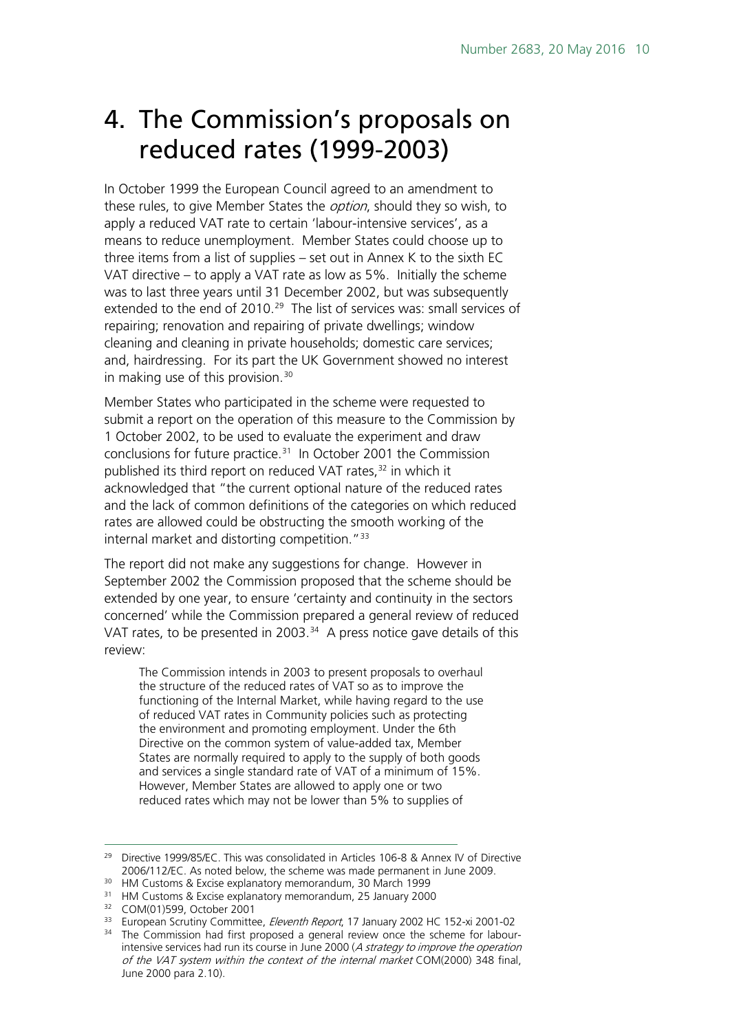# 4. The Commission's proposals on reduced rates (1999-2003)

In October 1999 the European Council agreed to an amendment to these rules, to give Member States the *option*, should they so wish, to apply a reduced VAT rate to certain 'labour-intensive services', as a means to reduce unemployment. Member States could choose up to three items from a list of supplies – set out in Annex K to the sixth EC VAT directive – to apply a VAT rate as low as 5%. Initially the scheme was to last three years until 31 December 2002, but was subsequently extended to the end of 2010.[29] The list of services was: small services of repairing; renovation and repairing of private dwellings; window cleaning and cleaning in private households; domestic care services; and, hairdressing. For its part the UK Government showed no interest in making use of this provision.[30]

Member States who participated in the scheme were requested to submit a report on the operation of this measure to the Commission by 1 October 2002, to be used to evaluate the experiment and draw conclusions for future practice.[31] In October 2001 the Commission published its third report on reduced VAT rates,[32] in which it acknowledged that "the current optional nature of the reduced rates and the lack of common definitions of the categories on which reduced rates are allowed could be obstructing the smooth working of the internal market and distorting competition."[33]

The report did not make any suggestions for change. However in September 2002 the Commission proposed that the scheme should be extended by one year, to ensure 'certainty and continuity in the sectors concerned' while the Commission prepared a general review of reduced VAT rates, to be presented in 2003.[34] A press notice gave details of this review:

> The Commission intends in 2003 to present proposals to overhaul the structure of the reduced rates of VAT so as to improve the functioning of the Internal Market, while having regard to the use of reduced VAT rates in Community policies such as protecting the environment and promoting employment. Under the 6th Directive on the common system of value-added tax, Member States are normally required to apply to the supply of both goods and services a single standard rate of VAT of a minimum of 15%. However, Member States are allowed to apply one or two reduced rates which may not be lower than 5% to supplies of

---

[29] Directive 1999/85/EC. This was consolidated in Articles 106-8 & Annex IV of Directive 2006/112/EC. As noted below, the scheme was made permanent in June 2009.

[30] HM Customs & Excise explanatory memorandum, 30 March 1999

[31] HM Customs & Excise explanatory memorandum, 25 January 2000

[32] COM(01)599, October 2001

[33] European Scrutiny Committee, *Eleventh Report*, 17 January 2002 HC 152-xi 2001-02

[34] The Commission had first proposed a general review once the scheme for labour-intensive services had run its course in June 2000 (*A strategy to improve the operation of the VAT system within the context of the internal market* COM(2000) 348 final, June 2000 para 2.10).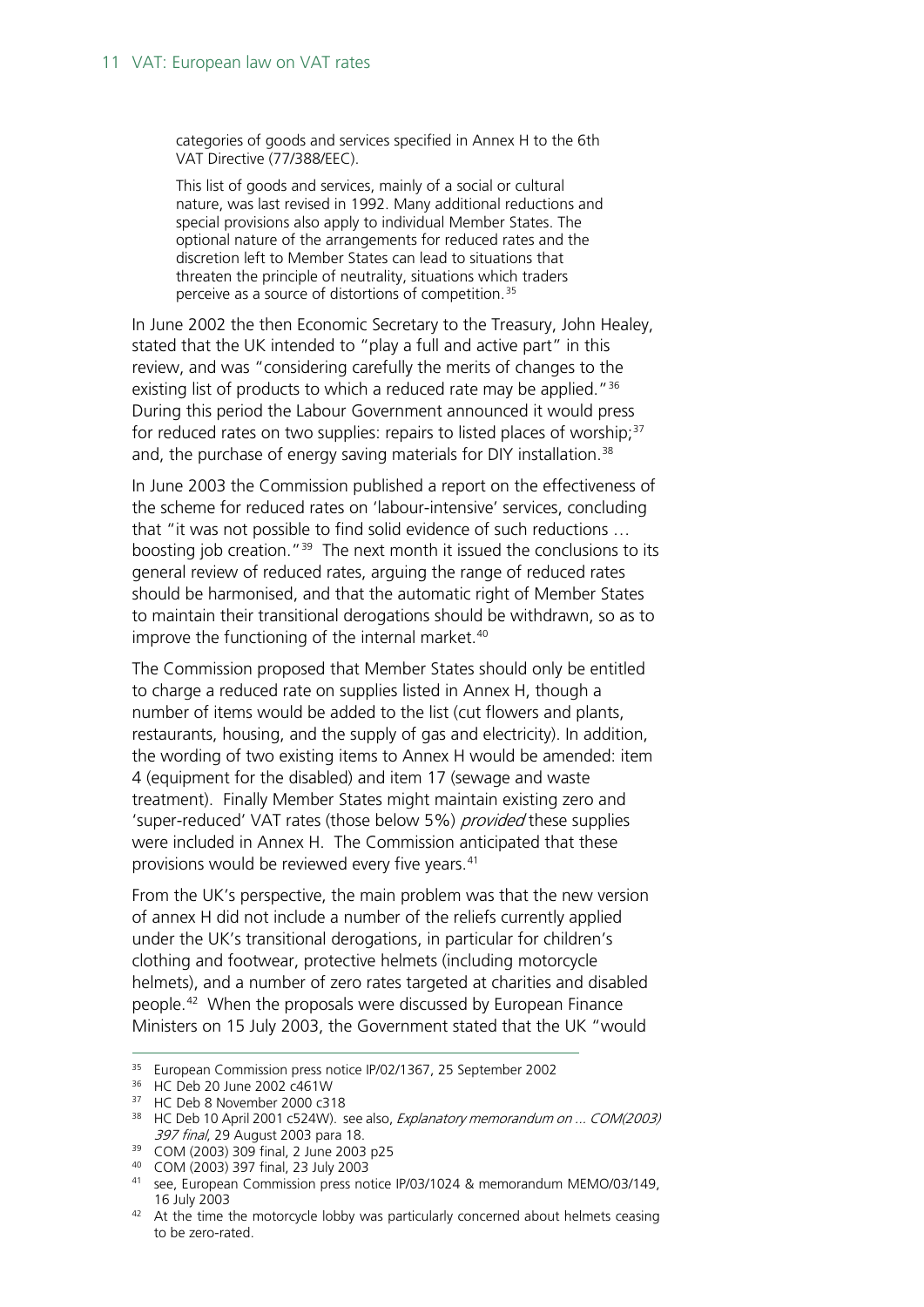> categories of goods and services specified in Annex H to the 6th VAT Directive (77/388/EEC).
>
> This list of goods and services, mainly of a social or cultural nature, was last revised in 1992. Many additional reductions and special provisions also apply to individual Member States. The optional nature of the arrangements for reduced rates and the discretion left to Member States can lead to situations that threaten the principle of neutrality, situations which traders perceive as a source of distortions of competition.[35]

In June 2002 the then Economic Secretary to the Treasury, John Healey, stated that the UK intended to "play a full and active part" in this review, and was "considering carefully the merits of changes to the existing list of products to which a reduced rate may be applied."[36] During this period the Labour Government announced it would press for reduced rates on two supplies: repairs to listed places of worship;[37] and, the purchase of energy saving materials for DIY installation.[38]

In June 2003 the Commission published a report on the effectiveness of the scheme for reduced rates on 'labour-intensive' services, concluding that "it was not possible to find solid evidence of such reductions … boosting job creation."[39] The next month it issued the conclusions to its general review of reduced rates, arguing the range of reduced rates should be harmonised, and that the automatic right of Member States to maintain their transitional derogations should be withdrawn, so as to improve the functioning of the internal market.[40]

The Commission proposed that Member States should only be entitled to charge a reduced rate on supplies listed in Annex H, though a number of items would be added to the list (cut flowers and plants, restaurants, housing, and the supply of gas and electricity). In addition, the wording of two existing items to Annex H would be amended: item 4 (equipment for the disabled) and item 17 (sewage and waste treatment). Finally Member States might maintain existing zero and 'super-reduced' VAT rates (those below 5%) *provided* these supplies were included in Annex H. The Commission anticipated that these provisions would be reviewed every five years.[41]

From the UK's perspective, the main problem was that the new version of annex H did not include a number of the reliefs currently applied under the UK's transitional derogations, in particular for children's clothing and footwear, protective helmets (including motorcycle helmets), and a number of zero rates targeted at charities and disabled people.[42] When the proposals were discussed by European Finance Ministers on 15 July 2003, the Government stated that the UK "would

---

[35] European Commission press notice IP/02/1367, 25 September 2002

[36] HC Deb 20 June 2002 c461W

[37] HC Deb 8 November 2000 c318

[38] HC Deb 10 April 2001 c524W). see also, *Explanatory memorandum on … COM(2003) 397 final*, 29 August 2003 para 18.

[39] COM (2003) 309 final, 2 June 2003 p25

[40] COM (2003) 397 final, 23 July 2003

[41] see, European Commission press notice IP/03/1024 & memorandum MEMO/03/149, 16 July 2003

[42] At the time the motorcycle lobby was particularly concerned about helmets ceasing to be zero-rated.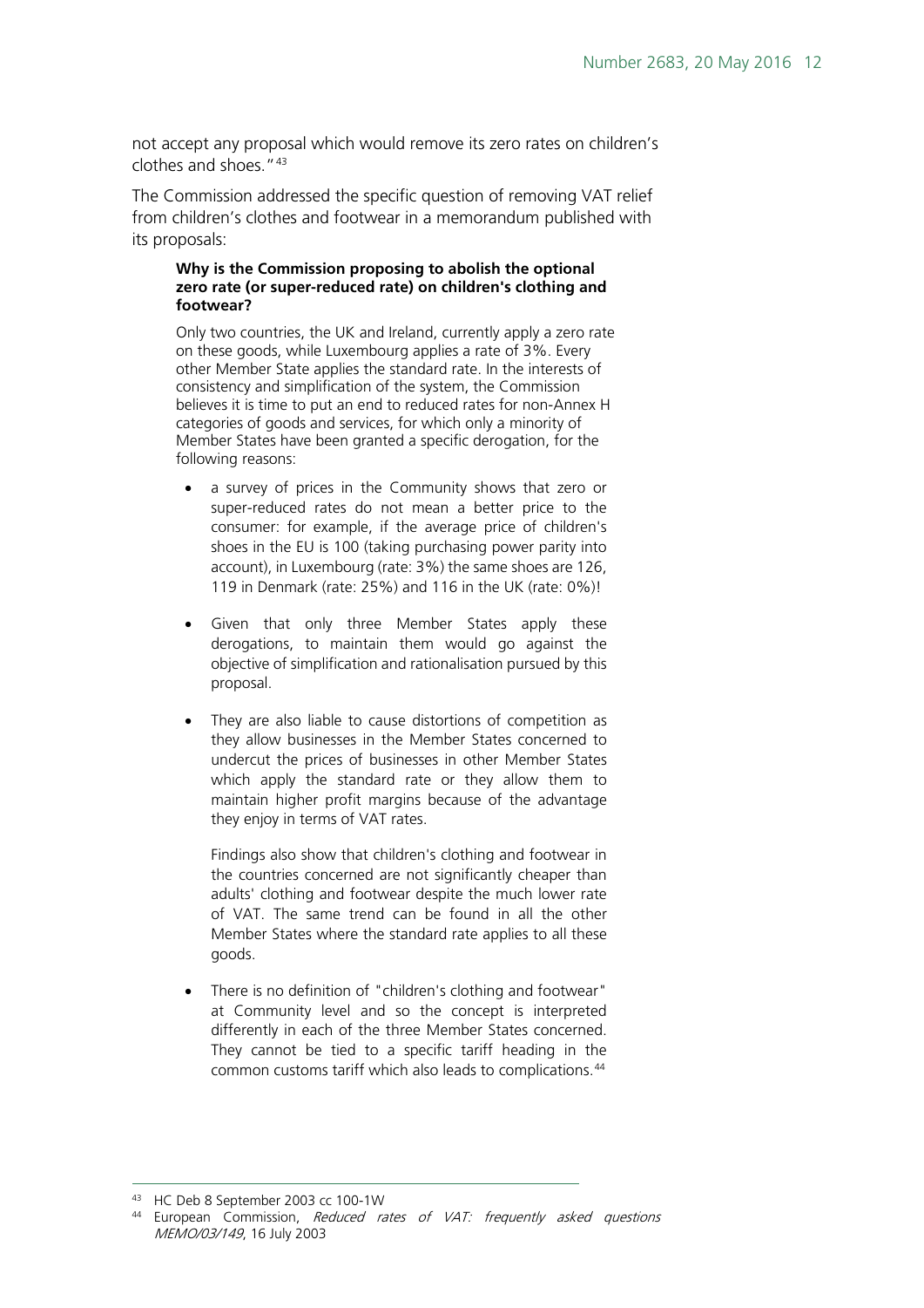not accept any proposal which would remove its zero rates on children's clothes and shoes."[43]

The Commission addressed the specific question of removing VAT relief from children's clothes and footwear in a memorandum published with its proposals:

> **Why is the Commission proposing to abolish the optional zero rate (or super-reduced rate) on children's clothing and footwear?**
>
> Only two countries, the UK and Ireland, currently apply a zero rate on these goods, while Luxembourg applies a rate of 3%. Every other Member State applies the standard rate. In the interests of consistency and simplification of the system, the Commission believes it is time to put an end to reduced rates for non-Annex H categories of goods and services, for which only a minority of Member States have been granted a specific derogation, for the following reasons:
>
> - a survey of prices in the Community shows that zero or super-reduced rates do not mean a better price to the consumer: for example, if the average price of children's shoes in the EU is 100 (taking purchasing power parity into account), in Luxembourg (rate: 3%) the same shoes are 126, 119 in Denmark (rate: 25%) and 116 in the UK (rate: 0%)!
> - Given that only three Member States apply these derogations, to maintain them would go against the objective of simplification and rationalisation pursued by this proposal.
> - They are also liable to cause distortions of competition as they allow businesses in the Member States concerned to undercut the prices of businesses in other Member States which apply the standard rate or they allow them to maintain higher profit margins because of the advantage they enjoy in terms of VAT rates.
>
>   Findings also show that children's clothing and footwear in the countries concerned are not significantly cheaper than adults' clothing and footwear despite the much lower rate of VAT. The same trend can be found in all the other Member States where the standard rate applies to all these goods.
> - There is no definition of "children's clothing and footwear" at Community level and so the concept is interpreted differently in each of the three Member States concerned. They cannot be tied to a specific tariff heading in the common customs tariff which also leads to complications.[44]

---

[43] HC Deb 8 September 2003 cc 100-1W

[44] European Commission, *Reduced rates of VAT: frequently asked questions MEMO/03/149*, 16 July 2003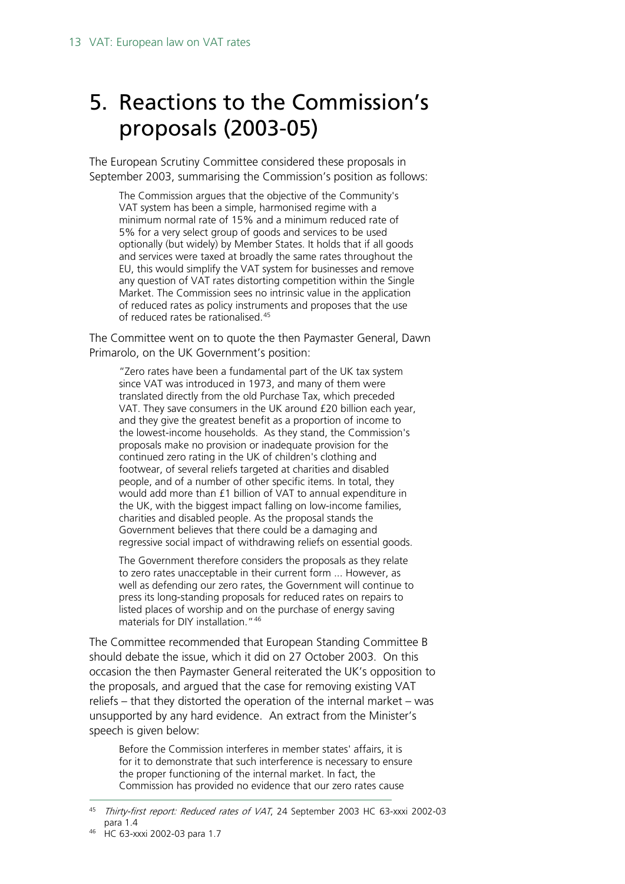# 5. Reactions to the Commission's proposals (2003-05)

The European Scrutiny Committee considered these proposals in September 2003, summarising the Commission's position as follows:

> The Commission argues that the objective of the Community's VAT system has been a simple, harmonised regime with a minimum normal rate of 15% and a minimum reduced rate of 5% for a very select group of goods and services to be used optionally (but widely) by Member States. It holds that if all goods and services were taxed at broadly the same rates throughout the EU, this would simplify the VAT system for businesses and remove any question of VAT rates distorting competition within the Single Market. The Commission sees no intrinsic value in the application of reduced rates as policy instruments and proposes that the use of reduced rates be rationalised.[45]

The Committee went on to quote the then Paymaster General, Dawn Primarolo, on the UK Government's position:

> "Zero rates have been a fundamental part of the UK tax system since VAT was introduced in 1973, and many of them were translated directly from the old Purchase Tax, which preceded VAT. They save consumers in the UK around £20 billion each year, and they give the greatest benefit as a proportion of income to the lowest-income households. As they stand, the Commission's proposals make no provision or inadequate provision for the continued zero rating in the UK of children's clothing and footwear, of several reliefs targeted at charities and disabled people, and of a number of other specific items. In total, they would add more than £1 billion of VAT to annual expenditure in the UK, with the biggest impact falling on low-income families, charities and disabled people. As the proposal stands the Government believes that there could be a damaging and regressive social impact of withdrawing reliefs on essential goods.
>
> The Government therefore considers the proposals as they relate to zero rates unacceptable in their current form ... However, as well as defending our zero rates, the Government will continue to press its long-standing proposals for reduced rates on repairs to listed places of worship and on the purchase of energy saving materials for DIY installation."[46]

The Committee recommended that European Standing Committee B should debate the issue, which it did on 27 October 2003. On this occasion the then Paymaster General reiterated the UK's opposition to the proposals, and argued that the case for removing existing VAT reliefs – that they distorted the operation of the internal market – was unsupported by any hard evidence. An extract from the Minister's speech is given below:

> Before the Commission interferes in member states' affairs, it is for it to demonstrate that such interference is necessary to ensure the proper functioning of the internal market. In fact, the Commission has provided no evidence that our zero rates cause

---

[45] *Thirty-first report: Reduced rates of VAT*, 24 September 2003 HC 63-xxxi 2002-03 para 1.4

[46] HC 63-xxxi 2002-03 para 1.7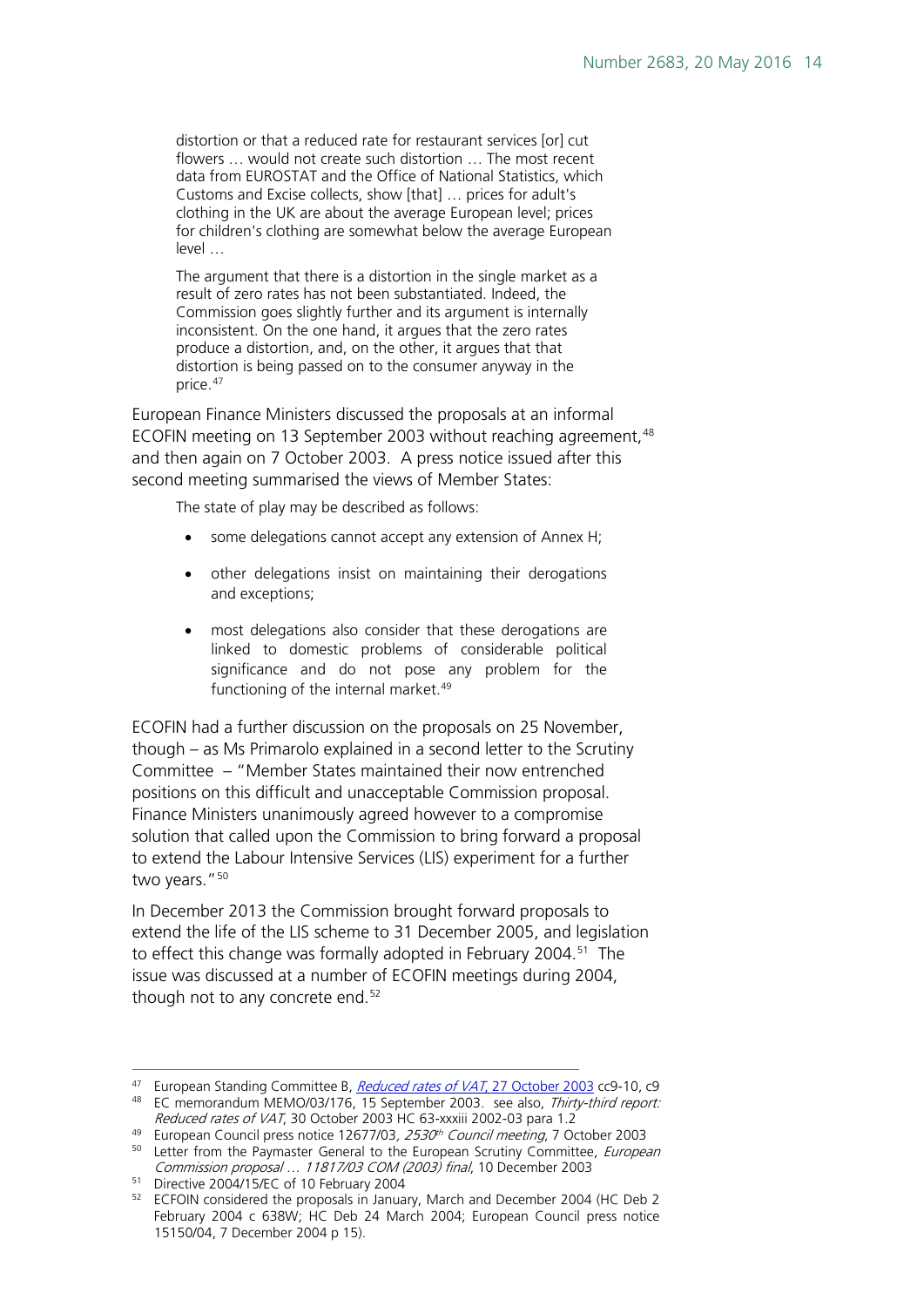> distortion or that a reduced rate for restaurant services [or] cut flowers … would not create such distortion … The most recent data from EUROSTAT and the Office of National Statistics, which Customs and Excise collects, show [that] … prices for adult's clothing in the UK are about the average European level; prices for children's clothing are somewhat below the average European level …
>
> The argument that there is a distortion in the single market as a result of zero rates has not been substantiated. Indeed, the Commission goes slightly further and its argument is internally inconsistent. On the one hand, it argues that the zero rates produce a distortion, and, on the other, it argues that that distortion is being passed on to the consumer anyway in the price.[47]

European Finance Ministers discussed the proposals at an informal ECOFIN meeting on 13 September 2003 without reaching agreement,[48] and then again on 7 October 2003. A press notice issued after this second meeting summarised the views of Member States:

> The state of play may be described as follows:
>
> - some delegations cannot accept any extension of Annex H;
> - other delegations insist on maintaining their derogations and exceptions;
> - most delegations also consider that these derogations are linked to domestic problems of considerable political significance and do not pose any problem for the functioning of the internal market.[49]

ECOFIN had a further discussion on the proposals on 25 November, though – as Ms Primarolo explained in a second letter to the Scrutiny Committee – "Member States maintained their now entrenched positions on this difficult and unacceptable Commission proposal. Finance Ministers unanimously agreed however to a compromise solution that called upon the Commission to bring forward a proposal to extend the Labour Intensive Services (LIS) experiment for a further two years."[50]

In December 2013 the Commission brought forward proposals to extend the life of the LIS scheme to 31 December 2005, and legislation to effect this change was formally adopted in February 2004.[51] The issue was discussed at a number of ECOFIN meetings during 2004, though not to any concrete end.[52]

---

[47] European Standing Committee B, *Reduced rates of VAT*, 27 October 2003 cc9-10, c9

[48] EC memorandum MEMO/03/176, 15 September 2003. see also, *Thirty-third report: Reduced rates of VAT*, 30 October 2003 HC 63-xxxiii 2002-03 para 1.2

[49] European Council press notice 12677/03, *2530th Council meeting*, 7 October 2003

[50] Letter from the Paymaster General to the European Scrutiny Committee, *European Commission proposal … 11817/03 COM (2003) final*, 10 December 2003

[51] Directive 2004/15/EC of 10 February 2004

[52] ECFOIN considered the proposals in January, March and December 2004 (HC Deb 2 February 2004 c 638W; HC Deb 24 March 2004; European Council press notice 15150/04, 7 December 2004 p 15).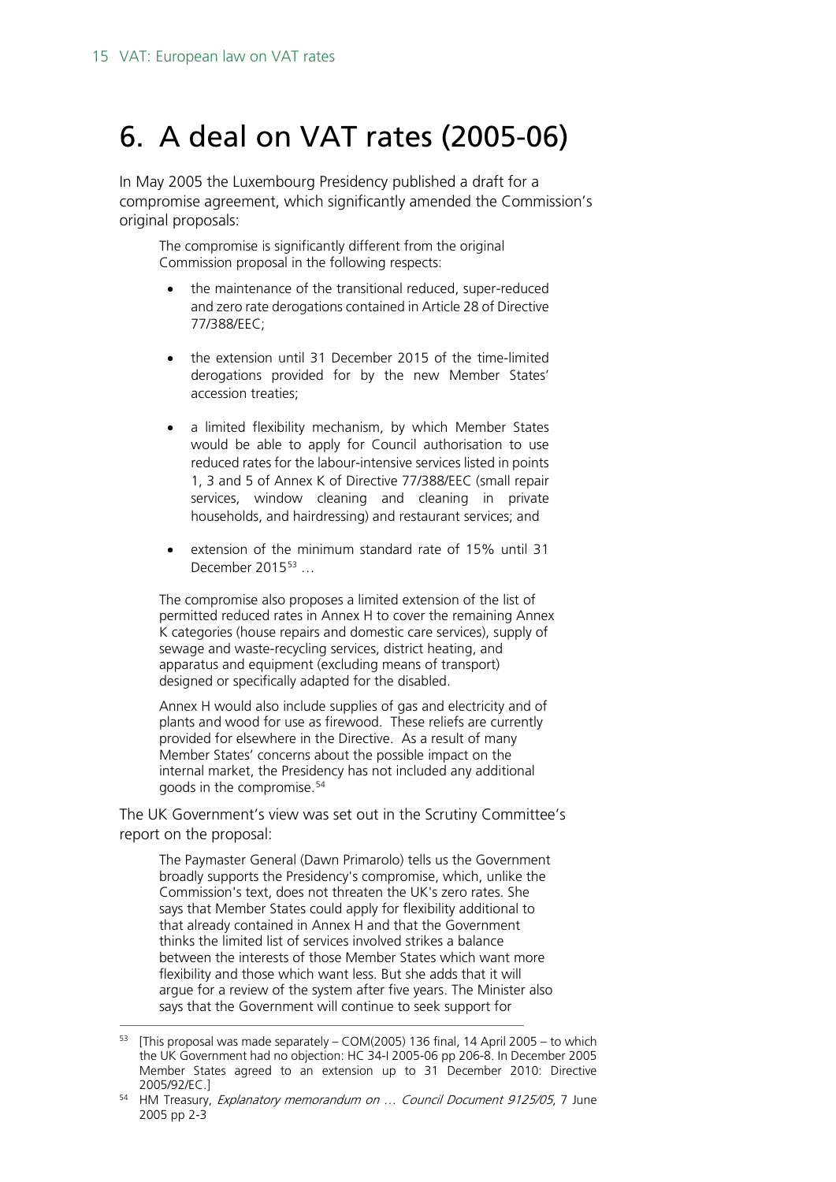# 6. A deal on VAT rates (2005-06)

In May 2005 the Luxembourg Presidency published a draft for a compromise agreement, which significantly amended the Commission's original proposals:

> The compromise is significantly different from the original Commission proposal in the following respects:
>
> - the maintenance of the transitional reduced, super-reduced and zero rate derogations contained in Article 28 of Directive 77/388/EEC;
> - the extension until 31 December 2015 of the time-limited derogations provided for by the new Member States' accession treaties;
> - a limited flexibility mechanism, by which Member States would be able to apply for Council authorisation to use reduced rates for the labour-intensive services listed in points 1, 3 and 5 of Annex K of Directive 77/388/EEC (small repair services, window cleaning and cleaning in private households, and hairdressing) and restaurant services; and
> - extension of the minimum standard rate of 15% until 31 December 2015[53] …
>
> The compromise also proposes a limited extension of the list of permitted reduced rates in Annex H to cover the remaining Annex K categories (house repairs and domestic care services), supply of sewage and waste-recycling services, district heating, and apparatus and equipment (excluding means of transport) designed or specifically adapted for the disabled.
>
> Annex H would also include supplies of gas and electricity and of plants and wood for use as firewood. These reliefs are currently provided for elsewhere in the Directive. As a result of many Member States' concerns about the possible impact on the internal market, the Presidency has not included any additional goods in the compromise.[54]

The UK Government's view was set out in the Scrutiny Committee's report on the proposal:

> The Paymaster General (Dawn Primarolo) tells us the Government broadly supports the Presidency's compromise, which, unlike the Commission's text, does not threaten the UK's zero rates. She says that Member States could apply for flexibility additional to that already contained in Annex H and that the Government thinks the limited list of services involved strikes a balance between the interests of those Member States which want more flexibility and those which want less. But she adds that it will argue for a review of the system after five years. The Minister also says that the Government will continue to seek support for

---

[53] [This proposal was made separately – COM(2005) 136 final, 14 April 2005 – to which the UK Government had no objection: HC 34-I 2005-06 pp 206-8. In December 2005 Member States agreed to an extension up to 31 December 2010: Directive 2005/92/EC.]

[54] HM Treasury, *Explanatory memorandum on … Council Document 9125/05*, 7 June 2005 pp 2-3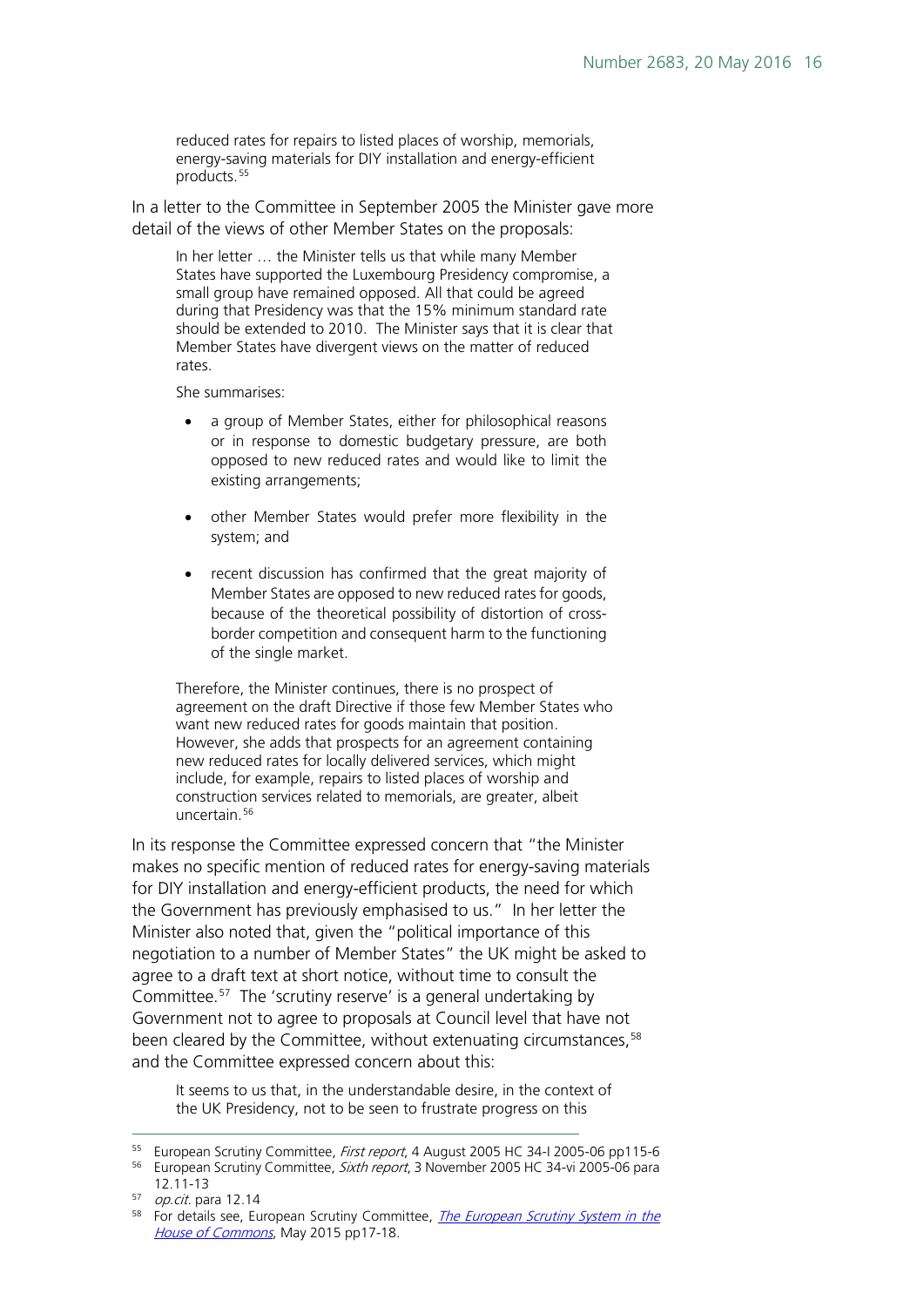> reduced rates for repairs to listed places of worship, memorials, energy-saving materials for DIY installation and energy-efficient products.[55]

In a letter to the Committee in September 2005 the Minister gave more detail of the views of other Member States on the proposals:

> In her letter … the Minister tells us that while many Member States have supported the Luxembourg Presidency compromise, a small group have remained opposed. All that could be agreed during that Presidency was that the 15% minimum standard rate should be extended to 2010. The Minister says that it is clear that Member States have divergent views on the matter of reduced rates.
>
> She summarises:
>
> - a group of Member States, either for philosophical reasons or in response to domestic budgetary pressure, are both opposed to new reduced rates and would like to limit the existing arrangements;
> - other Member States would prefer more flexibility in the system; and
> - recent discussion has confirmed that the great majority of Member States are opposed to new reduced rates for goods, because of the theoretical possibility of distortion of cross-border competition and consequent harm to the functioning of the single market.
>
> Therefore, the Minister continues, there is no prospect of agreement on the draft Directive if those few Member States who want new reduced rates for goods maintain that position. However, she adds that prospects for an agreement containing new reduced rates for locally delivered services, which might include, for example, repairs to listed places of worship and construction services related to memorials, are greater, albeit uncertain.[56]

In its response the Committee expressed concern that "the Minister makes no specific mention of reduced rates for energy-saving materials for DIY installation and energy-efficient products, the need for which the Government has previously emphasised to us." In her letter the Minister also noted that, given the "political importance of this negotiation to a number of Member States" the UK might be asked to agree to a draft text at short notice, without time to consult the Committee.[57] The 'scrutiny reserve' is a general undertaking by Government not to agree to proposals at Council level that have not been cleared by the Committee, without extenuating circumstances,[58] and the Committee expressed concern about this:

> It seems to us that, in the understandable desire, in the context of the UK Presidency, not to be seen to frustrate progress on this

---

[55] European Scrutiny Committee, *First report*, 4 August 2005 HC 34-I 2005-06 pp115-6

[56] European Scrutiny Committee, *Sixth report*, 3 November 2005 HC 34-vi 2005-06 para 12.11-13

[57] *op.cit.* para 12.14

[58] For details see, European Scrutiny Committee, *The European Scrutiny System in the House of Commons*, May 2015 pp17-18.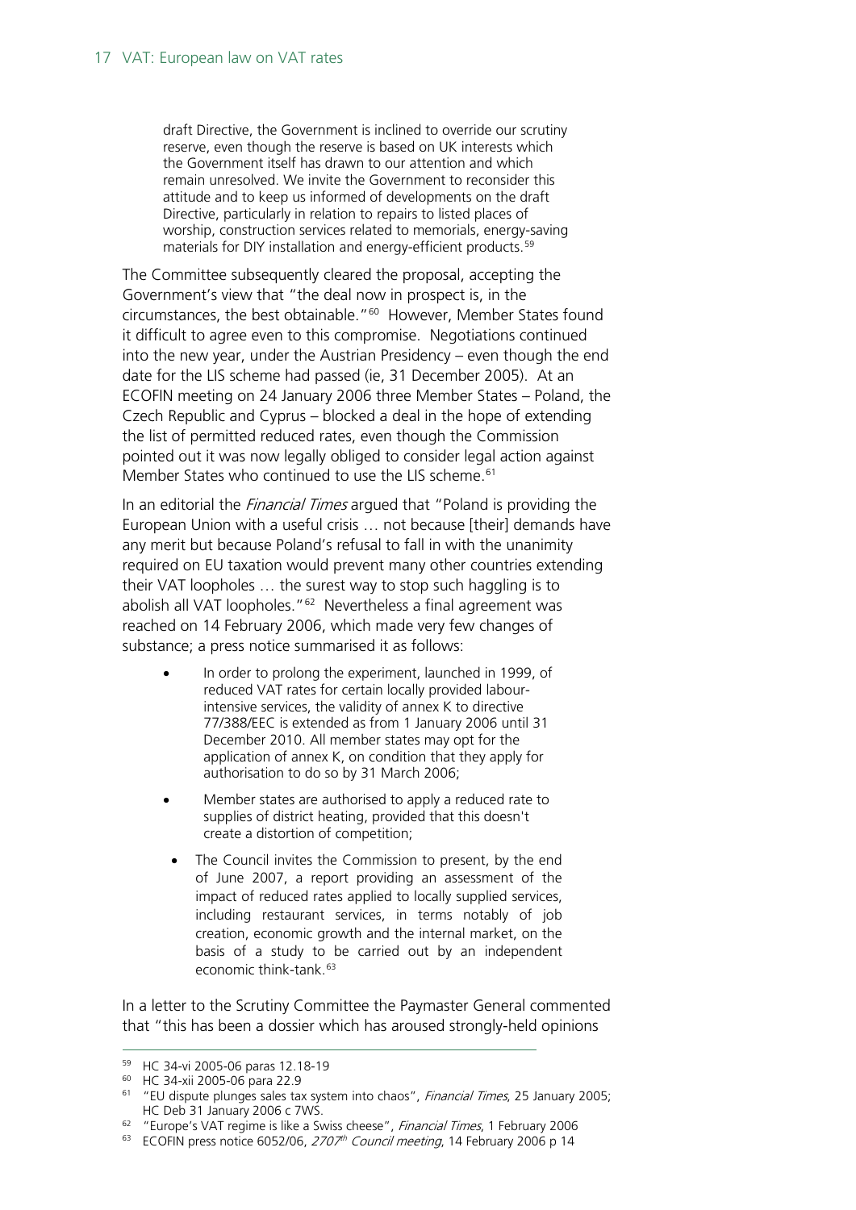> draft Directive, the Government is inclined to override our scrutiny reserve, even though the reserve is based on UK interests which the Government itself has drawn to our attention and which remain unresolved. We invite the Government to reconsider this attitude and to keep us informed of developments on the draft Directive, particularly in relation to repairs to listed places of worship, construction services related to memorials, energy-saving materials for DIY installation and energy-efficient products.[59]

The Committee subsequently cleared the proposal, accepting the Government's view that "the deal now in prospect is, in the circumstances, the best obtainable."[60] However, Member States found it difficult to agree even to this compromise. Negotiations continued into the new year, under the Austrian Presidency – even though the end date for the LIS scheme had passed (ie, 31 December 2005). At an ECOFIN meeting on 24 January 2006 three Member States – Poland, the Czech Republic and Cyprus – blocked a deal in the hope of extending the list of permitted reduced rates, even though the Commission pointed out it was now legally obliged to consider legal action against Member States who continued to use the LIS scheme.[61]

In an editorial the *Financial Times* argued that "Poland is providing the European Union with a useful crisis … not because [their] demands have any merit but because Poland's refusal to fall in with the unanimity required on EU taxation would prevent many other countries extending their VAT loopholes … the surest way to stop such haggling is to abolish all VAT loopholes."[62] Nevertheless a final agreement was reached on 14 February 2006, which made very few changes of substance; a press notice summarised it as follows:

> - In order to prolong the experiment, launched in 1999, of reduced VAT rates for certain locally provided labour-intensive services, the validity of annex K to directive 77/388/EEC is extended as from 1 January 2006 until 31 December 2010. All member states may opt for the application of annex K, on condition that they apply for authorisation to do so by 31 March 2006;
> - Member states are authorised to apply a reduced rate to supplies of district heating, provided that this doesn't create a distortion of competition;
> - The Council invites the Commission to present, by the end of June 2007, a report providing an assessment of the impact of reduced rates applied to locally supplied services, including restaurant services, in terms notably of job creation, economic growth and the internal market, on the basis of a study to be carried out by an independent economic think-tank.[63]

In a letter to the Scrutiny Committee the Paymaster General commented that "this has been a dossier which has aroused strongly-held opinions

---

[59] HC 34-vi 2005-06 paras 12.18-19

[60] HC 34-xii 2005-06 para 22.9

[61] "EU dispute plunges sales tax system into chaos", *Financial Times*, 25 January 2005; HC Deb 31 January 2006 c 7WS.

[62] "Europe's VAT regime is like a Swiss cheese", *Financial Times*, 1 February 2006

[63] ECOFIN press notice 6052/06, *2707th Council meeting*, 14 February 2006 p 14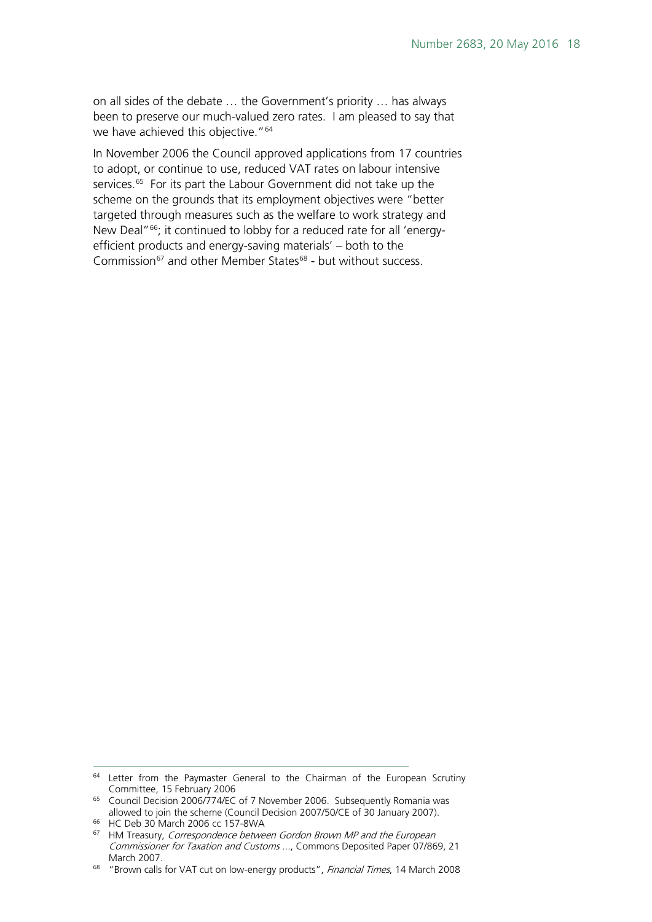on all sides of the debate … the Government's priority … has always been to preserve our much-valued zero rates. I am pleased to say that we have achieved this objective."[64]

In November 2006 the Council approved applications from 17 countries to adopt, or continue to use, reduced VAT rates on labour intensive services.[65] For its part the Labour Government did not take up the scheme on the grounds that its employment objectives were "better targeted through measures such as the welfare to work strategy and New Deal"[66]; it continued to lobby for a reduced rate for all 'energy-efficient products and energy-saving materials' – both to the Commission[67] and other Member States[68] - but without success.

---

[64] Letter from the Paymaster General to the Chairman of the European Scrutiny Committee, 15 February 2006

[65] Council Decision 2006/774/EC of 7 November 2006. Subsequently Romania was allowed to join the scheme (Council Decision 2007/50/CE of 30 January 2007).

[66] HC Deb 30 March 2006 cc 157-8WA

[67] HM Treasury, *Correspondence between Gordon Brown MP and the European Commissioner for Taxation and Customs ...*, Commons Deposited Paper 07/869, 21 March 2007.

[68] "Brown calls for VAT cut on low-energy products", *Financial Times*, 14 March 2008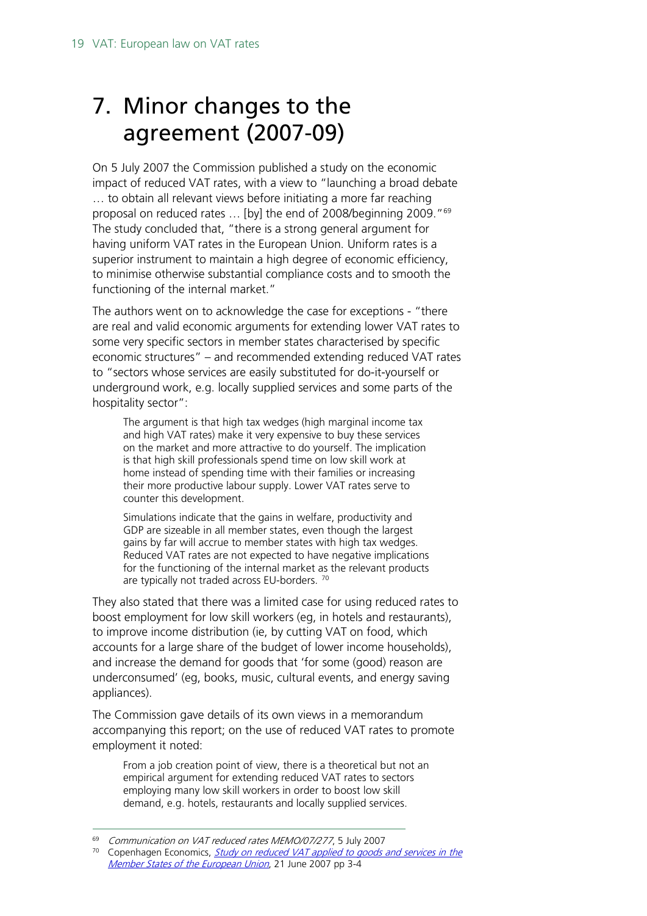# 7. Minor changes to the agreement (2007-09)

On 5 July 2007 the Commission published a study on the economic impact of reduced VAT rates, with a view to "launching a broad debate … to obtain all relevant views before initiating a more far reaching proposal on reduced rates … [by] the end of 2008/beginning 2009."[69] The study concluded that, "there is a strong general argument for having uniform VAT rates in the European Union. Uniform rates is a superior instrument to maintain a high degree of economic efficiency, to minimise otherwise substantial compliance costs and to smooth the functioning of the internal market."

The authors went on to acknowledge the case for exceptions - "there are real and valid economic arguments for extending lower VAT rates to some very specific sectors in member states characterised by specific economic structures" – and recommended extending reduced VAT rates to "sectors whose services are easily substituted for do-it-yourself or underground work, e.g. locally supplied services and some parts of the hospitality sector":

> The argument is that high tax wedges (high marginal income tax and high VAT rates) make it very expensive to buy these services on the market and more attractive to do yourself. The implication is that high skill professionals spend time on low skill work at home instead of spending time with their families or increasing their more productive labour supply. Lower VAT rates serve to counter this development.
>
> Simulations indicate that the gains in welfare, productivity and GDP are sizeable in all member states, even though the largest gains by far will accrue to member states with high tax wedges. Reduced VAT rates are not expected to have negative implications for the functioning of the internal market as the relevant products are typically not traded across EU-borders. [70]

They also stated that there was a limited case for using reduced rates to boost employment for low skill workers (eg, in hotels and restaurants), to improve income distribution (ie, by cutting VAT on food, which accounts for a large share of the budget of lower income households), and increase the demand for goods that 'for some (good) reason are underconsumed' (eg, books, music, cultural events, and energy saving appliances).

The Commission gave details of its own views in a memorandum accompanying this report; on the use of reduced VAT rates to promote employment it noted:

> From a job creation point of view, there is a theoretical but not an empirical argument for extending reduced VAT rates to sectors employing many low skill workers in order to boost low skill demand, e.g. hotels, restaurants and locally supplied services.

---

[69] *Communication on VAT reduced rates MEMO/07/277*, 5 July 2007

[70] Copenhagen Economics, *Study on reduced VAT applied to goods and services in the Member States of the European Union*, 21 June 2007 pp 3-4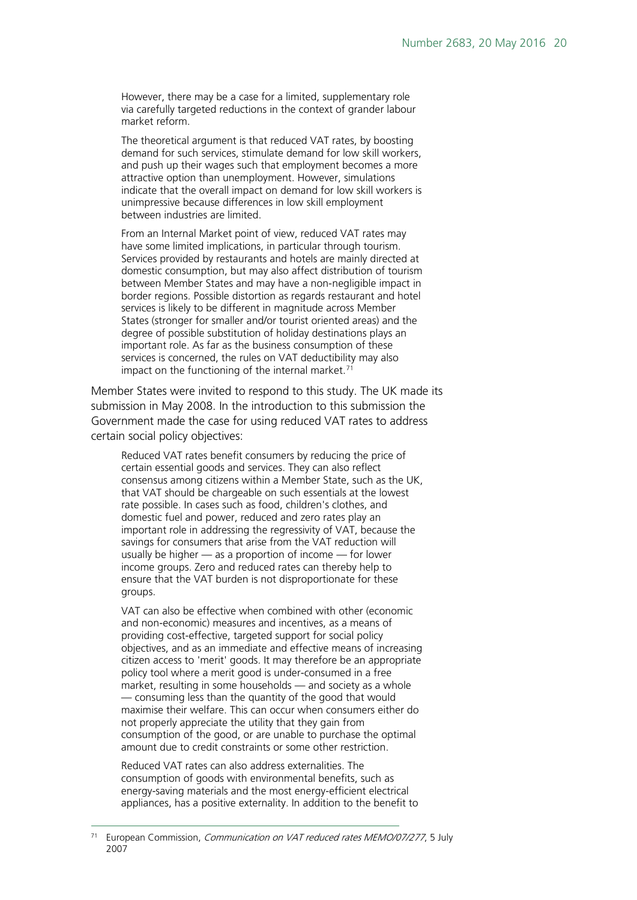> However, there may be a case for a limited, supplementary role via carefully targeted reductions in the context of grander labour market reform.
>
> The theoretical argument is that reduced VAT rates, by boosting demand for such services, stimulate demand for low skill workers, and push up their wages such that employment becomes a more attractive option than unemployment. However, simulations indicate that the overall impact on demand for low skill workers is unimpressive because differences in low skill employment between industries are limited.
>
> From an Internal Market point of view, reduced VAT rates may have some limited implications, in particular through tourism. Services provided by restaurants and hotels are mainly directed at domestic consumption, but may also affect distribution of tourism between Member States and may have a non-negligible impact in border regions. Possible distortion as regards restaurant and hotel services is likely to be different in magnitude across Member States (stronger for smaller and/or tourist oriented areas) and the degree of possible substitution of holiday destinations plays an important role. As far as the business consumption of these services is concerned, the rules on VAT deductibility may also impact on the functioning of the internal market.[71]

Member States were invited to respond to this study. The UK made its submission in May 2008. In the introduction to this submission the Government made the case for using reduced VAT rates to address certain social policy objectives:

> Reduced VAT rates benefit consumers by reducing the price of certain essential goods and services. They can also reflect consensus among citizens within a Member State, such as the UK, that VAT should be chargeable on such essentials at the lowest rate possible. In cases such as food, children's clothes, and domestic fuel and power, reduced and zero rates play an important role in addressing the regressivity of VAT, because the savings for consumers that arise from the VAT reduction will usually be higher — as a proportion of income — for lower income groups. Zero and reduced rates can thereby help to ensure that the VAT burden is not disproportionate for these groups.
>
> VAT can also be effective when combined with other (economic and non-economic) measures and incentives, as a means of providing cost-effective, targeted support for social policy objectives, and as an immediate and effective means of increasing citizen access to 'merit' goods. It may therefore be an appropriate policy tool where a merit good is under-consumed in a free market, resulting in some households — and society as a whole — consuming less than the quantity of the good that would maximise their welfare. This can occur when consumers either do not properly appreciate the utility that they gain from consumption of the good, or are unable to purchase the optimal amount due to credit constraints or some other restriction.
>
> Reduced VAT rates can also address externalities. The consumption of goods with environmental benefits, such as energy-saving materials and the most energy-efficient electrical appliances, has a positive externality. In addition to the benefit to

---

[71] European Commission, *Communication on VAT reduced rates MEMO/07/277*, 5 July 2007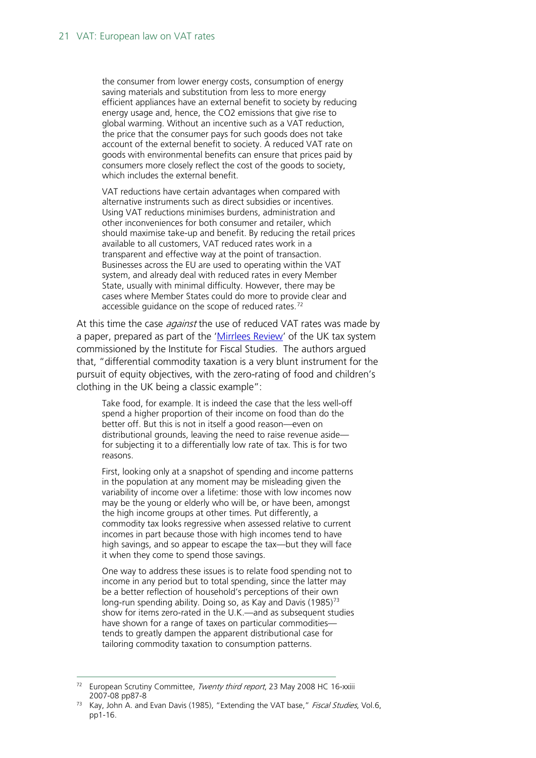> the consumer from lower energy costs, consumption of energy saving materials and substitution from less to more energy efficient appliances have an external benefit to society by reducing energy usage and, hence, the $CO_2$ emissions that give rise to global warming. Without an incentive such as a VAT reduction, the price that the consumer pays for such goods does not take account of the external benefit to society. A reduced VAT rate on goods with environmental benefits can ensure that prices paid by consumers more closely reflect the cost of the goods to society, which includes the external benefit.
>
> VAT reductions have certain advantages when compared with alternative instruments such as direct subsidies or incentives. Using VAT reductions minimises burdens, administration and other inconveniences for both consumer and retailer, which should maximise take-up and benefit. By reducing the retail prices available to all customers, VAT reduced rates work in a transparent and effective way at the point of transaction. Businesses across the EU are used to operating within the VAT system, and already deal with reduced rates in every Member State, usually with minimal difficulty. However, there may be cases where Member States could do more to provide clear and accessible guidance on the scope of reduced rates.[72]

At this time the case *against* the use of reduced VAT rates was made by a paper, prepared as part of the 'Mirrlees Review' of the UK tax system commissioned by the Institute for Fiscal Studies. The authors argued that, "differential commodity taxation is a very blunt instrument for the pursuit of equity objectives, with the zero-rating of food and children's clothing in the UK being a classic example":

> Take food, for example. It is indeed the case that the less well-off spend a higher proportion of their income on food than do the better off. But this is not in itself a good reason—even on distributional grounds, leaving the need to raise revenue aside—for subjecting it to a differentially low rate of tax. This is for two reasons.
>
> First, looking only at a snapshot of spending and income patterns in the population at any moment may be misleading given the variability of income over a lifetime: those with low incomes now may be the young or elderly who will be, or have been, amongst the high income groups at other times. Put differently, a commodity tax looks regressive when assessed relative to current incomes in part because those with high incomes tend to have high savings, and so appear to escape the tax—but they will face it when they come to spend those savings.
>
> One way to address these issues is to relate food spending not to income in any period but to total spending, since the latter may be a better reflection of household's perceptions of their own long-run spending ability. Doing so, as Kay and Davis (1985)[73] show for items zero-rated in the U.K.—and as subsequent studies have shown for a range of taxes on particular commodities—tends to greatly dampen the apparent distributional case for tailoring commodity taxation to consumption patterns.

---

[72] European Scrutiny Committee, *Twenty third report*, 23 May 2008 HC 16-xxiii 2007-08 pp87-8

[73] Kay, John A. and Evan Davis (1985), "Extending the VAT base," *Fiscal Studies*, Vol.6, pp1-16.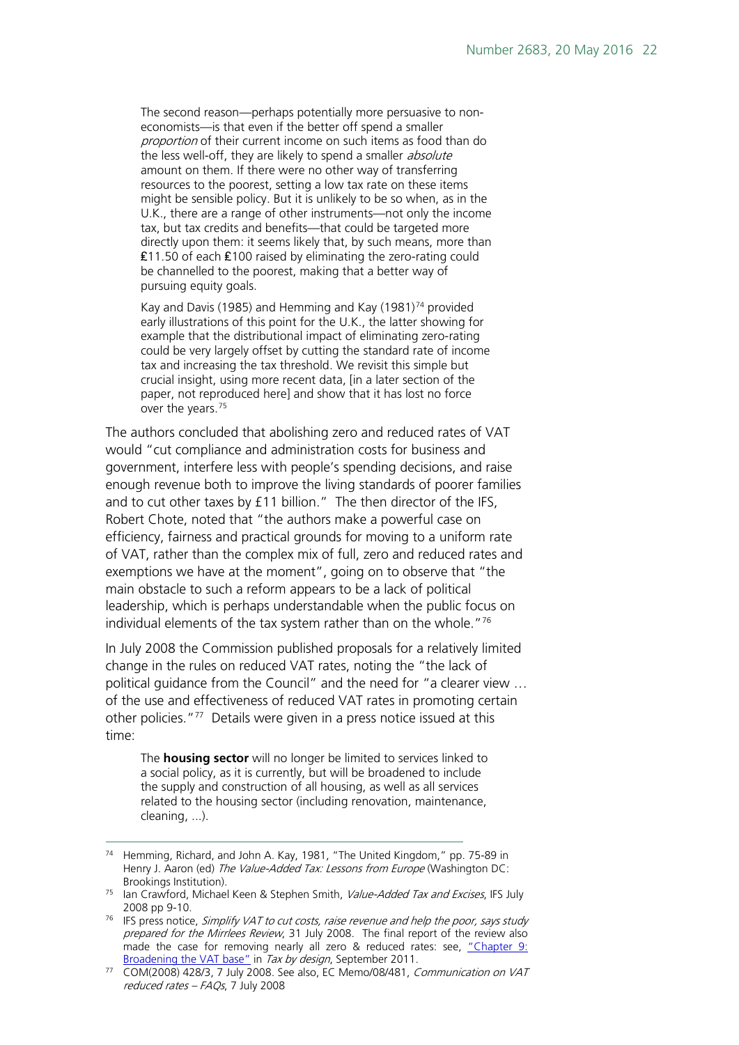> The second reason—perhaps potentially more persuasive to non-economists—is that even if the better off spend a smaller *proportion* of their current income on such items as food than do the less well-off, they are likely to spend a smaller *absolute* amount on them. If there were no other way of transferring resources to the poorest, setting a low tax rate on these items might be sensible policy. But it is unlikely to be so when, as in the U.K., there are a range of other instruments—not only the income tax, but tax credits and benefits—that could be targeted more directly upon them: it seems likely that, by such means, more than £11.50 of each £100 raised by eliminating the zero-rating could be channelled to the poorest, making that a better way of pursuing equity goals.
>
> Kay and Davis (1985) and Hemming and Kay (1981)[74] provided early illustrations of this point for the U.K., the latter showing for example that the distributional impact of eliminating zero-rating could be very largely offset by cutting the standard rate of income tax and increasing the tax threshold. We revisit this simple but crucial insight, using more recent data, [in a later section of the paper, not reproduced here] and show that it has lost no force over the years.[75]

The authors concluded that abolishing zero and reduced rates of VAT would "cut compliance and administration costs for business and government, interfere less with people's spending decisions, and raise enough revenue both to improve the living standards of poorer families and to cut other taxes by £11 billion." The then director of the IFS, Robert Chote, noted that "the authors make a powerful case on efficiency, fairness and practical grounds for moving to a uniform rate of VAT, rather than the complex mix of full, zero and reduced rates and exemptions we have at the moment", going on to observe that "the main obstacle to such a reform appears to be a lack of political leadership, which is perhaps understandable when the public focus on individual elements of the tax system rather than on the whole."[76]

In July 2008 the Commission published proposals for a relatively limited change in the rules on reduced VAT rates, noting the "the lack of political guidance from the Council" and the need for "a clearer view … of the use and effectiveness of reduced VAT rates in promoting certain other policies."[77] Details were given in a press notice issued at this time:

> The **housing sector** will no longer be limited to services linked to a social policy, as it is currently, but will be broadened to include the supply and construction of all housing, as well as all services related to the housing sector (including renovation, maintenance, cleaning, ...).

---

[74] Hemming, Richard, and John A. Kay, 1981, "The United Kingdom," pp. 75-89 in Henry J. Aaron (ed) *The Value-Added Tax: Lessons from Europe* (Washington DC: Brookings Institution).

[75] Ian Crawford, Michael Keen & Stephen Smith, *Value-Added Tax and Excises*, IFS July 2008 pp 9-10.

[76] IFS press notice, *Simplify VAT to cut costs, raise revenue and help the poor, says study prepared for the Mirrlees Review*, 31 July 2008. The final report of the review also made the case for removing nearly all zero & reduced rates: see, "Chapter 9: Broadening the VAT base" in *Tax by design*, September 2011.

[77] COM(2008) 428/3, 7 July 2008. See also, EC Memo/08/481, *Communication on VAT reduced rates – FAQs*, 7 July 2008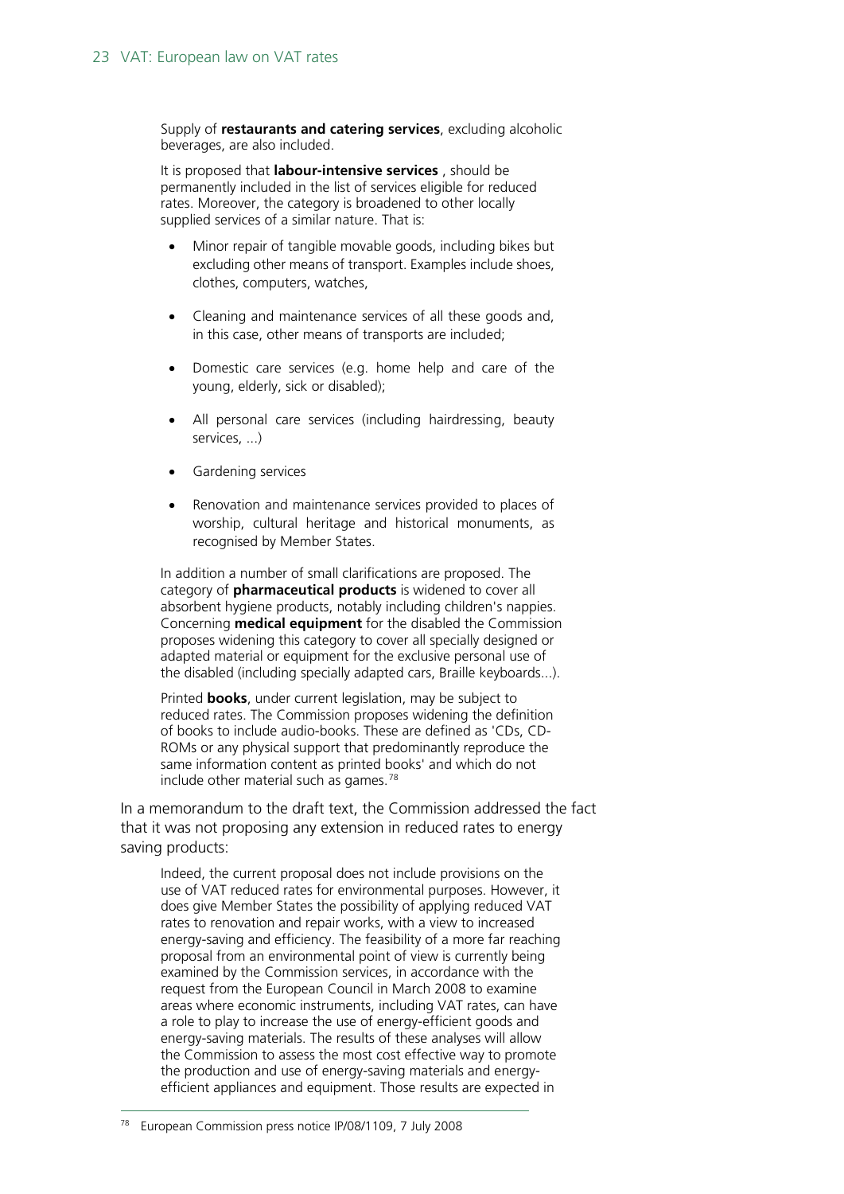> Supply of **restaurants and catering services**, excluding alcoholic beverages, are also included.
>
> It is proposed that **labour-intensive services** , should be permanently included in the list of services eligible for reduced rates. Moreover, the category is broadened to other locally supplied services of a similar nature. That is:
>
> - Minor repair of tangible movable goods, including bikes but excluding other means of transport. Examples include shoes, clothes, computers, watches,
> - Cleaning and maintenance services of all these goods and, in this case, other means of transports are included;
> - Domestic care services (e.g. home help and care of the young, elderly, sick or disabled);
> - All personal care services (including hairdressing, beauty services, ...)
> - Gardening services
> - Renovation and maintenance services provided to places of worship, cultural heritage and historical monuments, as recognised by Member States.
>
> In addition a number of small clarifications are proposed. The category of **pharmaceutical products** is widened to cover all absorbent hygiene products, notably including children's nappies. Concerning **medical equipment** for the disabled the Commission proposes widening this category to cover all specially designed or adapted material or equipment for the exclusive personal use of the disabled (including specially adapted cars, Braille keyboards...).
>
> Printed **books**, under current legislation, may be subject to reduced rates. The Commission proposes widening the definition of books to include audio-books. These are defined as 'CDs, CD-ROMs or any physical support that predominantly reproduce the same information content as printed books' and which do not include other material such as games.[78]

In a memorandum to the draft text, the Commission addressed the fact that it was not proposing any extension in reduced rates to energy saving products:

> Indeed, the current proposal does not include provisions on the use of VAT reduced rates for environmental purposes. However, it does give Member States the possibility of applying reduced VAT rates to renovation and repair works, with a view to increased energy-saving and efficiency. The feasibility of a more far reaching proposal from an environmental point of view is currently being examined by the Commission services, in accordance with the request from the European Council in March 2008 to examine areas where economic instruments, including VAT rates, can have a role to play to increase the use of energy-efficient goods and energy-saving materials. The results of these analyses will allow the Commission to assess the most cost effective way to promote the production and use of energy-saving materials and energy-efficient appliances and equipment. Those results are expected in

[78] European Commission press notice IP/08/1109, 7 July 2008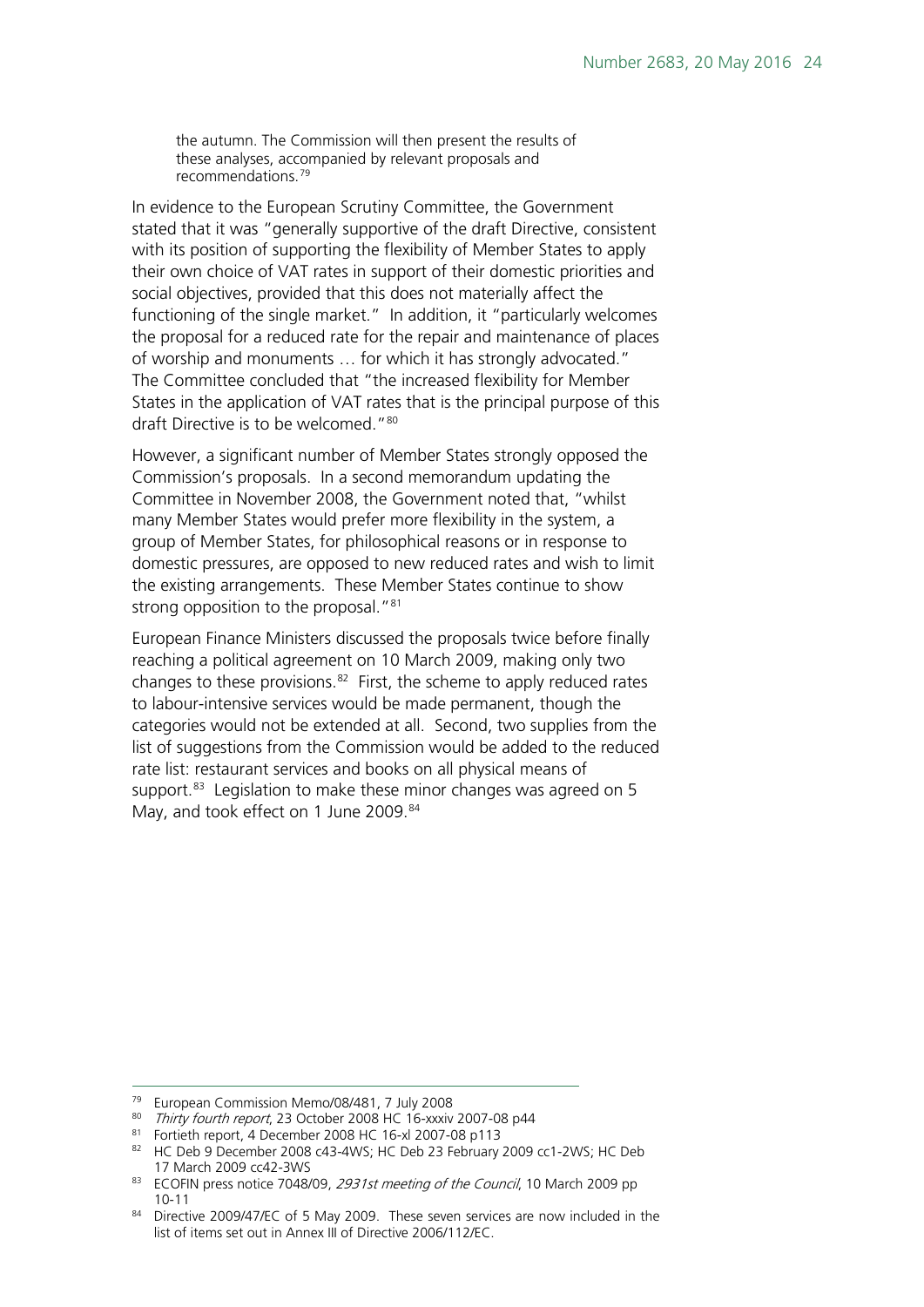> the autumn. The Commission will then present the results of these analyses, accompanied by relevant proposals and recommendations.[79]

In evidence to the European Scrutiny Committee, the Government stated that it was "generally supportive of the draft Directive, consistent with its position of supporting the flexibility of Member States to apply their own choice of VAT rates in support of their domestic priorities and social objectives, provided that this does not materially affect the functioning of the single market." In addition, it "particularly welcomes the proposal for a reduced rate for the repair and maintenance of places of worship and monuments … for which it has strongly advocated." The Committee concluded that "the increased flexibility for Member States in the application of VAT rates that is the principal purpose of this draft Directive is to be welcomed."[80]

However, a significant number of Member States strongly opposed the Commission's proposals. In a second memorandum updating the Committee in November 2008, the Government noted that, "whilst many Member States would prefer more flexibility in the system, a group of Member States, for philosophical reasons or in response to domestic pressures, are opposed to new reduced rates and wish to limit the existing arrangements. These Member States continue to show strong opposition to the proposal."[81]

European Finance Ministers discussed the proposals twice before finally reaching a political agreement on 10 March 2009, making only two changes to these provisions.[82] First, the scheme to apply reduced rates to labour-intensive services would be made permanent, though the categories would not be extended at all. Second, two supplies from the list of suggestions from the Commission would be added to the reduced rate list: restaurant services and books on all physical means of support.[83] Legislation to make these minor changes was agreed on 5 May, and took effect on 1 June 2009.[84]

---

[79] European Commission Memo/08/481, 7 July 2008

[80] *Thirty fourth report*, 23 October 2008 HC 16-xxxiv 2007-08 p44

[81] Fortieth report, 4 December 2008 HC 16-xl 2007-08 p113

[82] HC Deb 9 December 2008 c43-4WS; HC Deb 23 February 2009 cc1-2WS; HC Deb 17 March 2009 cc42-3WS

[83] ECOFIN press notice 7048/09, *2931st meeting of the Council*, 10 March 2009 pp 10-11

[84] Directive 2009/47/EC of 5 May 2009. These seven services are now included in the list of items set out in Annex III of Directive 2006/112/EC.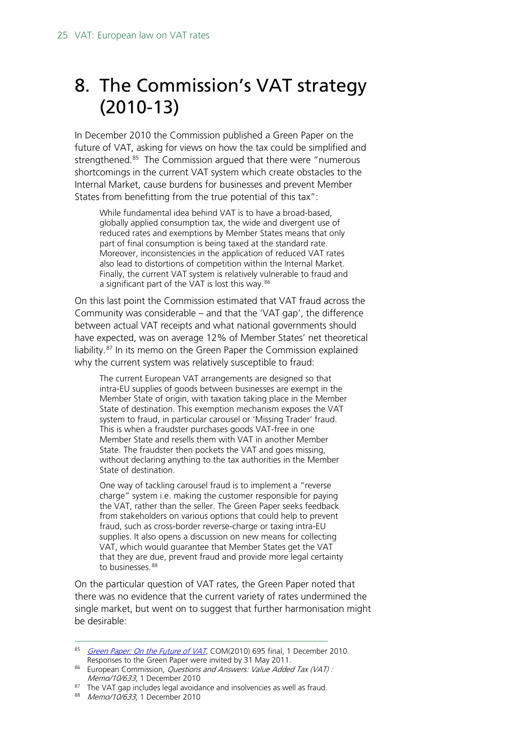# 8. The Commission's VAT strategy (2010-13)

In December 2010 the Commission published a Green Paper on the future of VAT, asking for views on how the tax could be simplified and strengthened.[85] The Commission argued that there were "numerous shortcomings in the current VAT system which create obstacles to the Internal Market, cause burdens for businesses and prevent Member States from benefitting from the true potential of this tax":

> While fundamental idea behind VAT is to have a broad-based, globally applied consumption tax, the wide and divergent use of reduced rates and exemptions by Member States means that only part of final consumption is being taxed at the standard rate. Moreover, inconsistencies in the application of reduced VAT rates also lead to distortions of competition within the Internal Market. Finally, the current VAT system is relatively vulnerable to fraud and a significant part of the VAT is lost this way.[86]

On this last point the Commission estimated that VAT fraud across the Community was considerable – and that the 'VAT gap', the difference between actual VAT receipts and what national governments should have expected, was on average 12% of Member States' net theoretical liability.[87] In its memo on the Green Paper the Commission explained why the current system was relatively susceptible to fraud:

> The current European VAT arrangements are designed so that intra-EU supplies of goods between businesses are exempt in the Member State of origin, with taxation taking place in the Member State of destination. This exemption mechanism exposes the VAT system to fraud, in particular carousel or 'Missing Trader' fraud. This is when a fraudster purchases goods VAT-free in one Member State and resells them with VAT in another Member State. The fraudster then pockets the VAT and goes missing, without declaring anything to the tax authorities in the Member State of destination.
>
> One way of tackling carousel fraud is to implement a "reverse charge" system i.e. making the customer responsible for paying the VAT, rather than the seller. The Green Paper seeks feedback from stakeholders on various options that could help to prevent fraud, such as cross-border reverse-charge or taxing intra-EU supplies. It also opens a discussion on new means for collecting VAT, which would guarantee that Member States get the VAT that they are due, prevent fraud and provide more legal certainty to businesses.[88]

On the particular question of VAT rates, the Green Paper noted that there was no evidence that the current variety of rates undermined the single market, but went on to suggest that further harmonisation might be desirable:

---

[85] *Green Paper: On the Future of VAT*, COM(2010) 695 final, 1 December 2010. Responses to the Green Paper were invited by 31 May 2011.

[86] European Commission, *Questions and Answers: Value Added Tax (VAT) : Memo/10/633*, 1 December 2010

[87] The VAT gap includes legal avoidance and insolvencies as well as fraud.

[88] *Memo/10/633*, 1 December 2010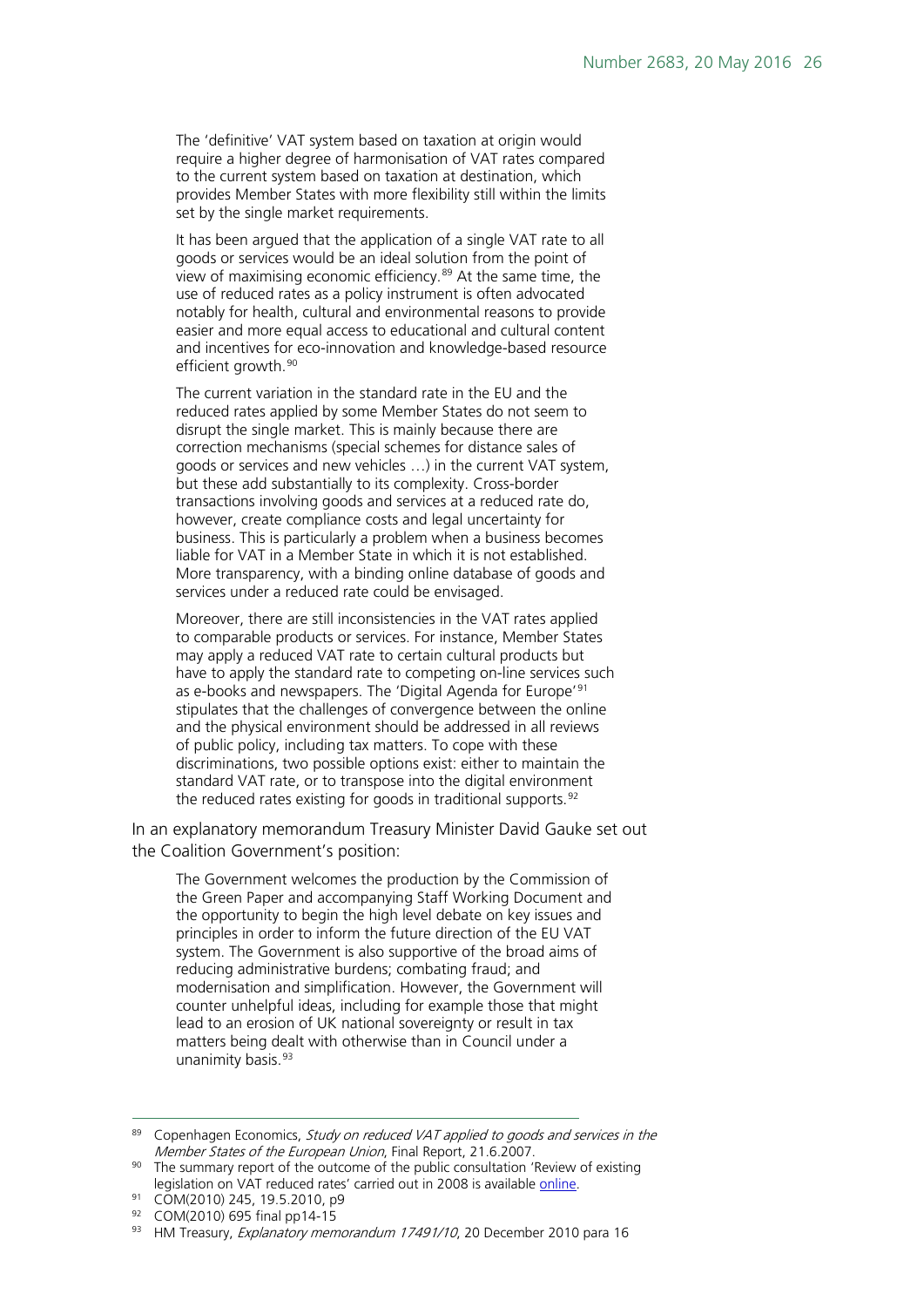> The 'definitive' VAT system based on taxation at origin would require a higher degree of harmonisation of VAT rates compared to the current system based on taxation at destination, which provides Member States with more flexibility still within the limits set by the single market requirements.
>
> It has been argued that the application of a single VAT rate to all goods or services would be an ideal solution from the point of view of maximising economic efficiency.[89] At the same time, the use of reduced rates as a policy instrument is often advocated notably for health, cultural and environmental reasons to provide easier and more equal access to educational and cultural content and incentives for eco-innovation and knowledge-based resource efficient growth.[90]
>
> The current variation in the standard rate in the EU and the reduced rates applied by some Member States do not seem to disrupt the single market. This is mainly because there are correction mechanisms (special schemes for distance sales of goods or services and new vehicles …) in the current VAT system, but these add substantially to its complexity. Cross-border transactions involving goods and services at a reduced rate do, however, create compliance costs and legal uncertainty for business. This is particularly a problem when a business becomes liable for VAT in a Member State in which it is not established. More transparency, with a binding online database of goods and services under a reduced rate could be envisaged.
>
> Moreover, there are still inconsistencies in the VAT rates applied to comparable products or services. For instance, Member States may apply a reduced VAT rate to certain cultural products but have to apply the standard rate to competing on-line services such as e-books and newspapers. The 'Digital Agenda for Europe'[91] stipulates that the challenges of convergence between the online and the physical environment should be addressed in all reviews of public policy, including tax matters. To cope with these discriminations, two possible options exist: either to maintain the standard VAT rate, or to transpose into the digital environment the reduced rates existing for goods in traditional supports.[92]

In an explanatory memorandum Treasury Minister David Gauke set out the Coalition Government's position:

> The Government welcomes the production by the Commission of the Green Paper and accompanying Staff Working Document and the opportunity to begin the high level debate on key issues and principles in order to inform the future direction of the EU VAT system. The Government is also supportive of the broad aims of reducing administrative burdens; combating fraud; and modernisation and simplification. However, the Government will counter unhelpful ideas, including for example those that might lead to an erosion of UK national sovereignty or result in tax matters being dealt with otherwise than in Council under a unanimity basis.[93]

---

[89] Copenhagen Economics, *Study on reduced VAT applied to goods and services in the Member States of the European Union*, Final Report, 21.6.2007.

[90] The summary report of the outcome of the public consultation 'Review of existing legislation on VAT reduced rates' carried out in 2008 is available online.

[91] COM(2010) 245, 19.5.2010, p9

[92] COM(2010) 695 final pp14-15

[93] HM Treasury, *Explanatory memorandum 17491/10*, 20 December 2010 para 16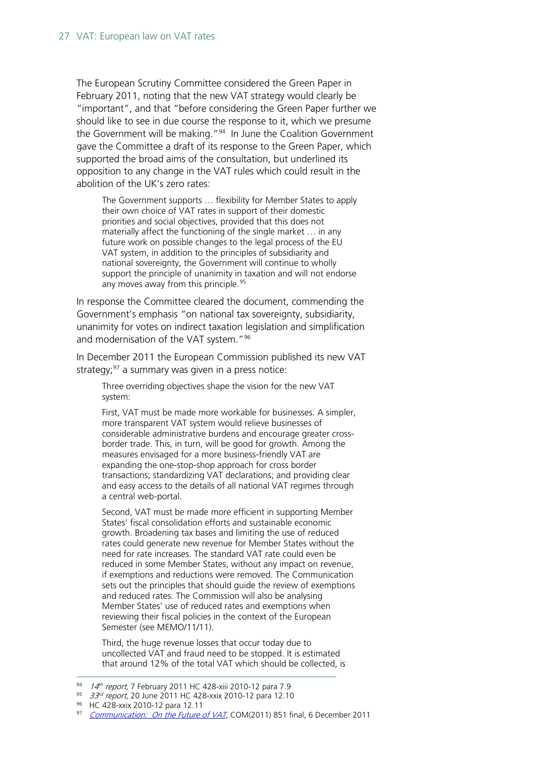The European Scrutiny Committee considered the Green Paper in February 2011, noting that the new VAT strategy would clearly be "important", and that "before considering the Green Paper further we should like to see in due course the response to it, which we presume the Government will be making."[94] In June the Coalition Government gave the Committee a draft of its response to the Green Paper, which supported the broad aims of the consultation, but underlined its opposition to any change in the VAT rules which could result in the abolition of the UK's zero rates:

> The Government supports … flexibility for Member States to apply their own choice of VAT rates in support of their domestic priorities and social objectives, provided that this does not materially affect the functioning of the single market … in any future work on possible changes to the legal process of the EU VAT system, in addition to the principles of subsidiarity and national sovereignty, the Government will continue to wholly support the principle of unanimity in taxation and will not endorse any moves away from this principle.[95]

In response the Committee cleared the document, commending the Government's emphasis "on national tax sovereignty, subsidiarity, unanimity for votes on indirect taxation legislation and simplification and modernisation of the VAT system."[96]

In December 2011 the European Commission published its new VAT strategy;[97] a summary was given in a press notice:

> Three overriding objectives shape the vision for the new VAT system:
>
> First, VAT must be made more workable for businesses. A simpler, more transparent VAT system would relieve businesses of considerable administrative burdens and encourage greater cross-border trade. This, in turn, will be good for growth. Among the measures envisaged for a more business-friendly VAT are expanding the one-stop-shop approach for cross border transactions; standardizing VAT declarations; and providing clear and easy access to the details of all national VAT regimes through a central web-portal.
>
> Second, VAT must be made more efficient in supporting Member States' fiscal consolidation efforts and sustainable economic growth. Broadening tax bases and limiting the use of reduced rates could generate new revenue for Member States without the need for rate increases. The standard VAT rate could even be reduced in some Member States, without any impact on revenue, if exemptions and reductions were removed. The Communication sets out the principles that should guide the review of exemptions and reduced rates. The Commission will also be analysing Member States' use of reduced rates and exemptions when reviewing their fiscal policies in the context of the European Semester (see MEMO/11/11).
>
> Third, the huge revenue losses that occur today due to uncollected VAT and fraud need to be stopped. It is estimated that around 12% of the total VAT which should be collected, is

---

[94] *14th report*, 7 February 2011 HC 428-xiii 2010-12 para 7.9

[95] *33rd report*, 20 June 2011 HC 428-xxix 2010-12 para 12.10

[96] HC 428-xxix 2010-12 para 12.11

[97] *Communication: On the Future of VAT*, COM(2011) 851 final, 6 December 2011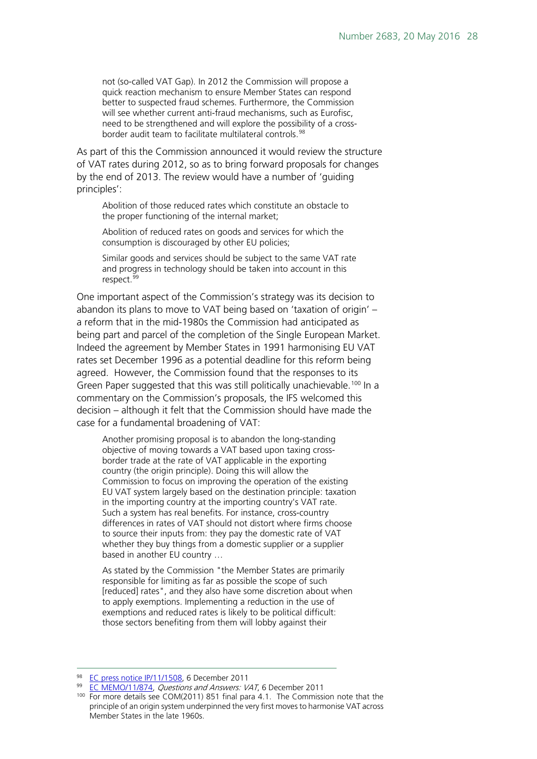> not (so-called VAT Gap). In 2012 the Commission will propose a quick reaction mechanism to ensure Member States can respond better to suspected fraud schemes. Furthermore, the Commission will see whether current anti-fraud mechanisms, such as Eurofisc, need to be strengthened and will explore the possibility of a cross-border audit team to facilitate multilateral controls.[98]

As part of this the Commission announced it would review the structure of VAT rates during 2012, so as to bring forward proposals for changes by the end of 2013. The review would have a number of 'guiding principles':

> Abolition of those reduced rates which constitute an obstacle to the proper functioning of the internal market;
>
> Abolition of reduced rates on goods and services for which the consumption is discouraged by other EU policies;
>
> Similar goods and services should be subject to the same VAT rate and progress in technology should be taken into account in this respect.[99]

One important aspect of the Commission's strategy was its decision to abandon its plans to move to VAT being based on 'taxation of origin' – a reform that in the mid-1980s the Commission had anticipated as being part and parcel of the completion of the Single European Market. Indeed the agreement by Member States in 1991 harmonising EU VAT rates set December 1996 as a potential deadline for this reform being agreed. However, the Commission found that the responses to its Green Paper suggested that this was still politically unachievable.[100] In a commentary on the Commission's proposals, the IFS welcomed this decision – although it felt that the Commission should have made the case for a fundamental broadening of VAT:

> Another promising proposal is to abandon the long-standing objective of moving towards a VAT based upon taxing cross-border trade at the rate of VAT applicable in the exporting country (the origin principle). Doing this will allow the Commission to focus on improving the operation of the existing EU VAT system largely based on the destination principle: taxation in the importing country at the importing country's VAT rate. Such a system has real benefits. For instance, cross-country differences in rates of VAT should not distort where firms choose to source their inputs from: they pay the domestic rate of VAT whether they buy things from a domestic supplier or a supplier based in another EU country …
>
> As stated by the Commission "the Member States are primarily responsible for limiting as far as possible the scope of such [reduced] rates", and they also have some discretion about when to apply exemptions. Implementing a reduction in the use of exemptions and reduced rates is likely to be political difficult: those sectors benefiting from them will lobby against their

---

[98] EC press notice IP/11/1508, 6 December 2011

[99] EC MEMO/11/874, *Questions and Answers: VAT*, 6 December 2011

[100] For more details see COM(2011) 851 final para 4.1. The Commission note that the principle of an origin system underpinned the very first moves to harmonise VAT across Member States in the late 1960s.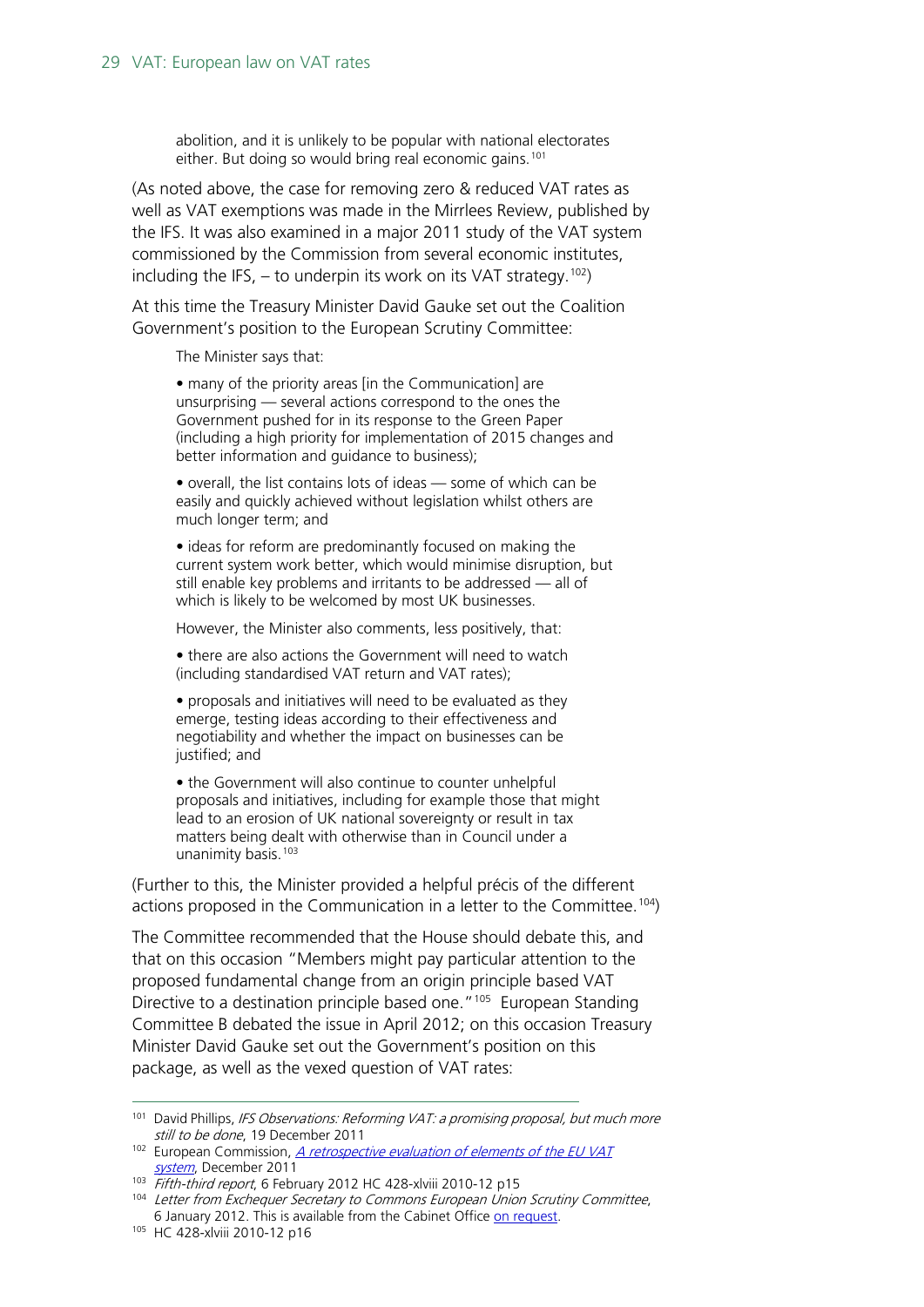> abolition, and it is unlikely to be popular with national electorates either. But doing so would bring real economic gains.[101]

(As noted above, the case for removing zero & reduced VAT rates as well as VAT exemptions was made in the Mirrlees Review, published by the IFS. It was also examined in a major 2011 study of the VAT system commissioned by the Commission from several economic institutes, including the IFS, – to underpin its work on its VAT strategy.[102])

At this time the Treasury Minister David Gauke set out the Coalition Government's position to the European Scrutiny Committee:

> The Minister says that:
>
> • many of the priority areas [in the Communication] are unsurprising — several actions correspond to the ones the Government pushed for in its response to the Green Paper (including a high priority for implementation of 2015 changes and better information and guidance to business);
>
> • overall, the list contains lots of ideas — some of which can be easily and quickly achieved without legislation whilst others are much longer term; and
>
> • ideas for reform are predominantly focused on making the current system work better, which would minimise disruption, but still enable key problems and irritants to be addressed — all of which is likely to be welcomed by most UK businesses.
>
> However, the Minister also comments, less positively, that:
>
> • there are also actions the Government will need to watch (including standardised VAT return and VAT rates);
>
> • proposals and initiatives will need to be evaluated as they emerge, testing ideas according to their effectiveness and negotiability and whether the impact on businesses can be justified; and
>
> • the Government will also continue to counter unhelpful proposals and initiatives, including for example those that might lead to an erosion of UK national sovereignty or result in tax matters being dealt with otherwise than in Council under a unanimity basis.[103]

(Further to this, the Minister provided a helpful précis of the different actions proposed in the Communication in a letter to the Committee.[104])

The Committee recommended that the House should debate this, and that on this occasion "Members might pay particular attention to the proposed fundamental change from an origin principle based VAT Directive to a destination principle based one."[105] European Standing Committee B debated the issue in April 2012; on this occasion Treasury Minister David Gauke set out the Government's position on this package, as well as the vexed question of VAT rates:

---

[101] David Phillips, *IFS Observations: Reforming VAT: a promising proposal, but much more still to be done*, 19 December 2011

[102] European Commission, *A retrospective evaluation of elements of the EU VAT system*, December 2011

[103] *Fifth-third report*, 6 February 2012 HC 428-xlviii 2010-12 p15

[104] *Letter from Exchequer Secretary to Commons European Union Scrutiny Committee*, 6 January 2012. This is available from the Cabinet Office on request.

[105] HC 428-xlviii 2010-12 p16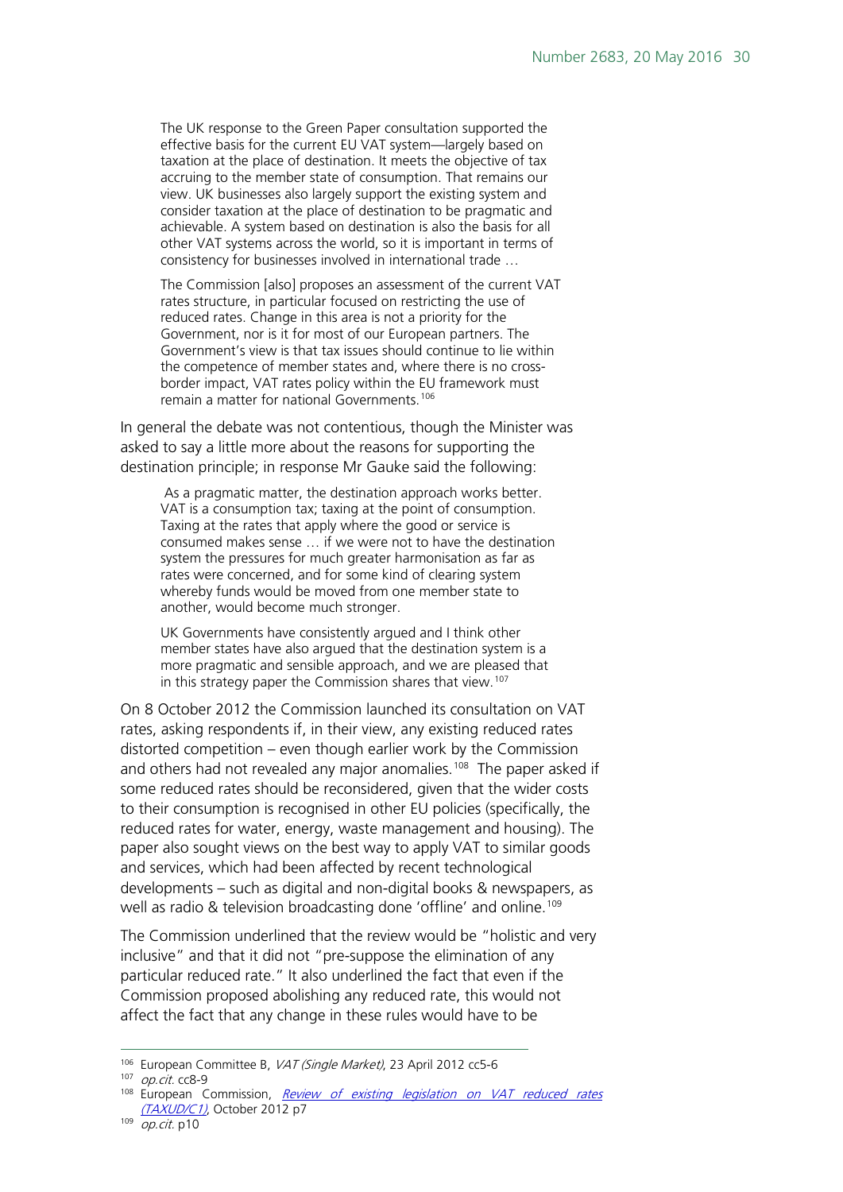> The UK response to the Green Paper consultation supported the effective basis for the current EU VAT system—largely based on taxation at the place of destination. It meets the objective of tax accruing to the member state of consumption. That remains our view. UK businesses also largely support the existing system and consider taxation at the place of destination to be pragmatic and achievable. A system based on destination is also the basis for all other VAT systems across the world, so it is important in terms of consistency for businesses involved in international trade …
>
> The Commission [also] proposes an assessment of the current VAT rates structure, in particular focused on restricting the use of reduced rates. Change in this area is not a priority for the Government, nor is it for most of our European partners. The Government's view is that tax issues should continue to lie within the competence of member states and, where there is no cross-border impact, VAT rates policy within the EU framework must remain a matter for national Governments.[106]

In general the debate was not contentious, though the Minister was asked to say a little more about the reasons for supporting the destination principle; in response Mr Gauke said the following:

> As a pragmatic matter, the destination approach works better. VAT is a consumption tax; taxing at the point of consumption. Taxing at the rates that apply where the good or service is consumed makes sense … if we were not to have the destination system the pressures for much greater harmonisation as far as rates were concerned, and for some kind of clearing system whereby funds would be moved from one member state to another, would become much stronger.
>
> UK Governments have consistently argued and I think other member states have also argued that the destination system is a more pragmatic and sensible approach, and we are pleased that in this strategy paper the Commission shares that view.[107]

On 8 October 2012 the Commission launched its consultation on VAT rates, asking respondents if, in their view, any existing reduced rates distorted competition – even though earlier work by the Commission and others had not revealed any major anomalies.[108] The paper asked if some reduced rates should be reconsidered, given that the wider costs to their consumption is recognised in other EU policies (specifically, the reduced rates for water, energy, waste management and housing). The paper also sought views on the best way to apply VAT to similar goods and services, which had been affected by recent technological developments – such as digital and non-digital books & newspapers, as well as radio & television broadcasting done 'offline' and online.[109]

The Commission underlined that the review would be "holistic and very inclusive" and that it did not "pre-suppose the elimination of any particular reduced rate." It also underlined the fact that even if the Commission proposed abolishing any reduced rate, this would not affect the fact that any change in these rules would have to be

---

[106] European Committee B, *VAT (Single Market)*, 23 April 2012 cc5-6

[107] *op.cit.* cc8-9

[108] European Commission, *Review of existing legislation on VAT reduced rates (TAXUD/C1)*, October 2012 p7

[109] *op.cit.* p10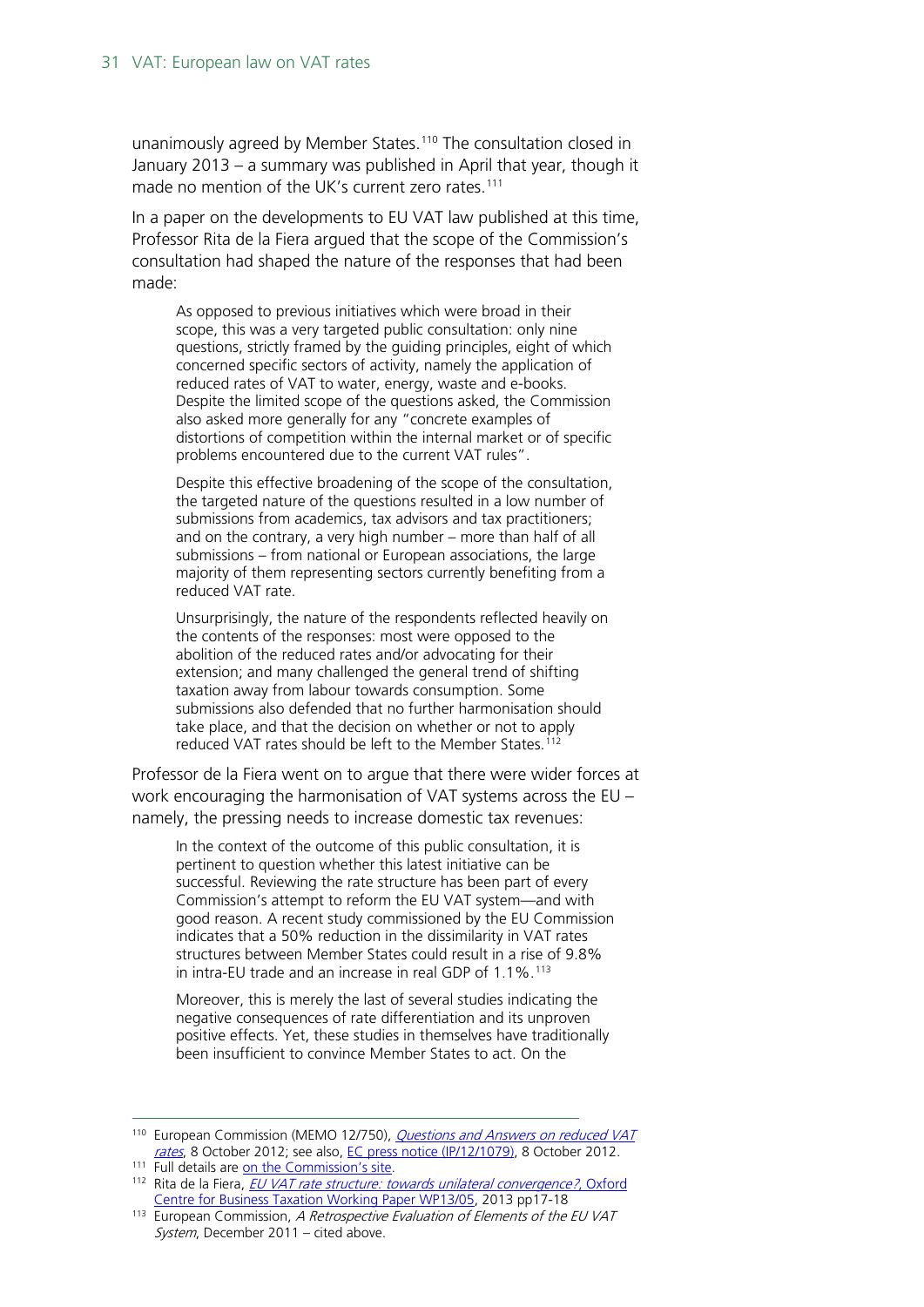unanimously agreed by Member States.[110] The consultation closed in January 2013 – a summary was published in April that year, though it made no mention of the UK's current zero rates.[111]

In a paper on the developments to EU VAT law published at this time, Professor Rita de la Fiera argued that the scope of the Commission's consultation had shaped the nature of the responses that had been made:

> As opposed to previous initiatives which were broad in their scope, this was a very targeted public consultation: only nine questions, strictly framed by the guiding principles, eight of which concerned specific sectors of activity, namely the application of reduced rates of VAT to water, energy, waste and e-books. Despite the limited scope of the questions asked, the Commission also asked more generally for any "concrete examples of distortions of competition within the internal market or of specific problems encountered due to the current VAT rules".
>
> Despite this effective broadening of the scope of the consultation, the targeted nature of the questions resulted in a low number of submissions from academics, tax advisors and tax practitioners; and on the contrary, a very high number – more than half of all submissions – from national or European associations, the large majority of them representing sectors currently benefiting from a reduced VAT rate.
>
> Unsurprisingly, the nature of the respondents reflected heavily on the contents of the responses: most were opposed to the abolition of the reduced rates and/or advocating for their extension; and many challenged the general trend of shifting taxation away from labour towards consumption. Some submissions also defended that no further harmonisation should take place, and that the decision on whether or not to apply reduced VAT rates should be left to the Member States.[112]

Professor de la Fiera went on to argue that there were wider forces at work encouraging the harmonisation of VAT systems across the EU – namely, the pressing needs to increase domestic tax revenues:

> In the context of the outcome of this public consultation, it is pertinent to question whether this latest initiative can be successful. Reviewing the rate structure has been part of every Commission's attempt to reform the EU VAT system—and with good reason. A recent study commissioned by the EU Commission indicates that a 50% reduction in the dissimilarity in VAT rates structures between Member States could result in a rise of 9.8% in intra-EU trade and an increase in real GDP of 1.1%.[113]
>
> Moreover, this is merely the last of several studies indicating the negative consequences of rate differentiation and its unproven positive effects. Yet, these studies in themselves have traditionally been insufficient to convince Member States to act. On the

---

[110] European Commission (MEMO 12/750), *Questions and Answers on reduced VAT rates*, 8 October 2012; see also, EC press notice (IP/12/1079), 8 October 2012.

[111] Full details are on the Commission's site.

[112] Rita de la Fiera, *EU VAT rate structure: towards unilateral convergence?*, Oxford Centre for Business Taxation Working Paper WP13/05, 2013 pp17-18

[113] European Commission, *A Retrospective Evaluation of Elements of the EU VAT System*, December 2011 – cited above.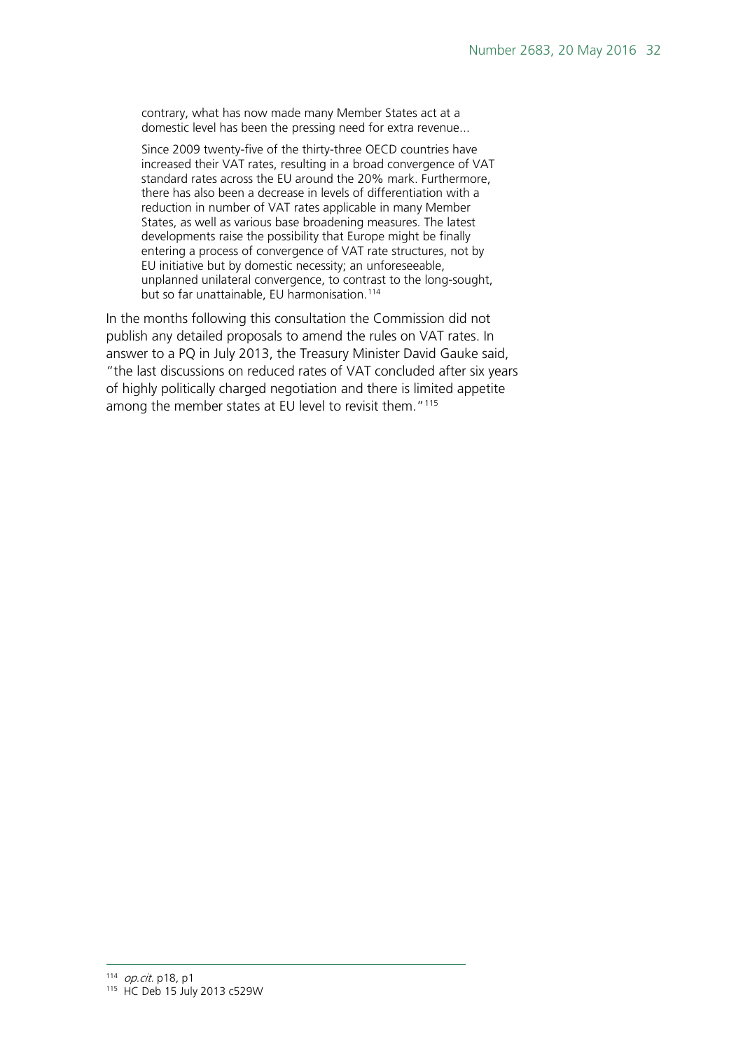> contrary, what has now made many Member States act at a domestic level has been the pressing need for extra revenue...
>
> Since 2009 twenty-five of the thirty-three OECD countries have increased their VAT rates, resulting in a broad convergence of VAT standard rates across the EU around the 20% mark. Furthermore, there has also been a decrease in levels of differentiation with a reduction in number of VAT rates applicable in many Member States, as well as various base broadening measures. The latest developments raise the possibility that Europe might be finally entering a process of convergence of VAT rate structures, not by EU initiative but by domestic necessity; an unforeseeable, unplanned unilateral convergence, to contrast to the long-sought, but so far unattainable, EU harmonisation.[114]

In the months following this consultation the Commission did not publish any detailed proposals to amend the rules on VAT rates. In answer to a PQ in July 2013, the Treasury Minister David Gauke said, "the last discussions on reduced rates of VAT concluded after six years of highly politically charged negotiation and there is limited appetite among the member states at EU level to revisit them."[115]

---

[114] *op.cit.* p18, p1

[115] HC Deb 15 July 2013 c529W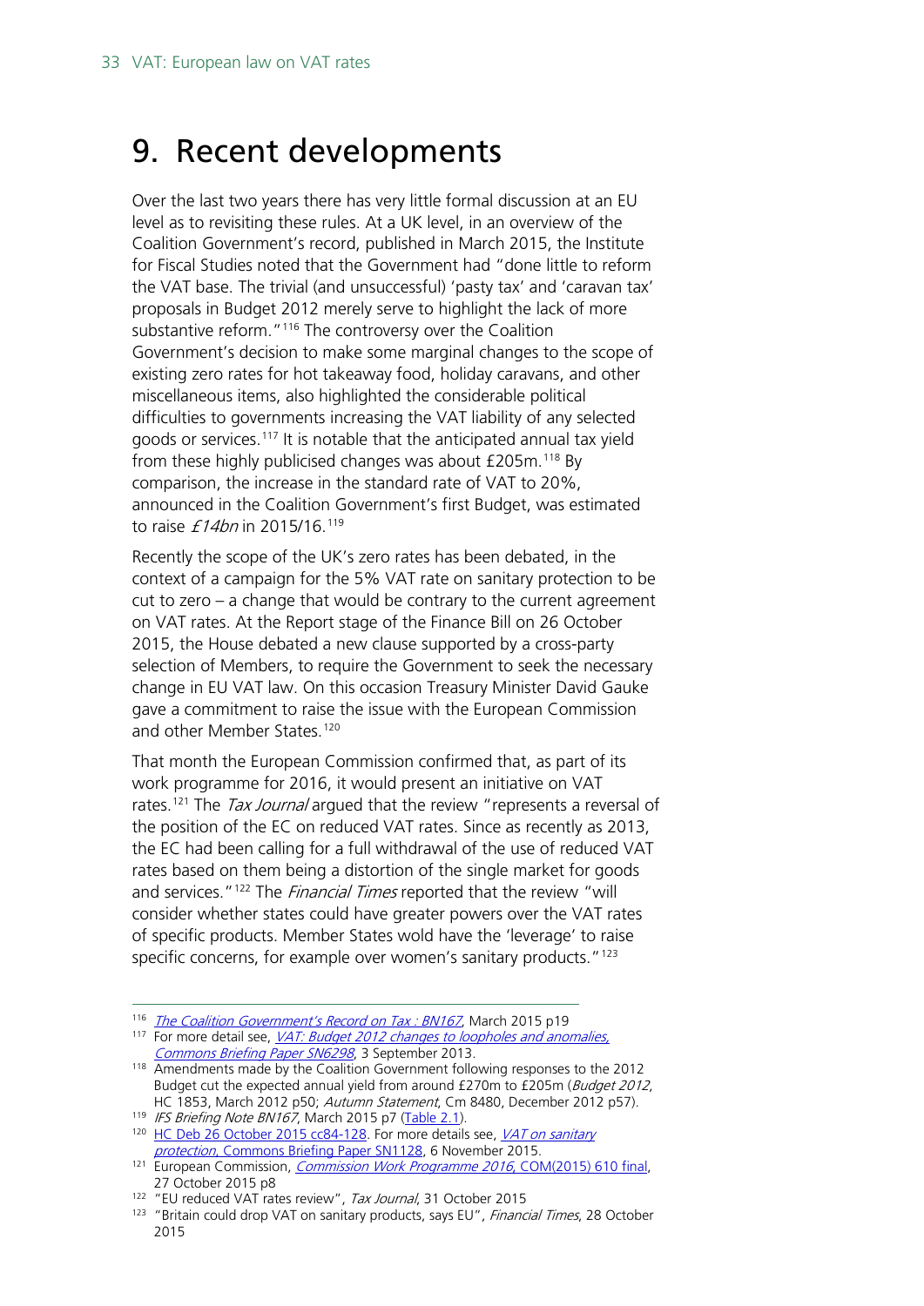# 9. Recent developments

Over the last two years there has very little formal discussion at an EU level as to revisiting these rules. At a UK level, in an overview of the Coalition Government's record, published in March 2015, the Institute for Fiscal Studies noted that the Government had "done little to reform the VAT base. The trivial (and unsuccessful) 'pasty tax' and 'caravan tax' proposals in Budget 2012 merely serve to highlight the lack of more substantive reform."[116] The controversy over the Coalition Government's decision to make some marginal changes to the scope of existing zero rates for hot takeaway food, holiday caravans, and other miscellaneous items, also highlighted the considerable political difficulties to governments increasing the VAT liability of any selected goods or services.[117] It is notable that the anticipated annual tax yield from these highly publicised changes was about £205m.[118] By comparison, the increase in the standard rate of VAT to 20%, announced in the Coalition Government's first Budget, was estimated to raise *£14bn* in 2015/16.[119]

Recently the scope of the UK's zero rates has been debated, in the context of a campaign for the 5% VAT rate on sanitary protection to be cut to zero – a change that would be contrary to the current agreement on VAT rates. At the Report stage of the Finance Bill on 26 October 2015, the House debated a new clause supported by a cross-party selection of Members, to require the Government to seek the necessary change in EU VAT law. On this occasion Treasury Minister David Gauke gave a commitment to raise the issue with the European Commission and other Member States.[120]

That month the European Commission confirmed that, as part of its work programme for 2016, it would present an initiative on VAT rates.[121] The *Tax Journal* argued that the review "represents a reversal of the position of the EC on reduced VAT rates. Since as recently as 2013, the EC had been calling for a full withdrawal of the use of reduced VAT rates based on them being a distortion of the single market for goods and services."[122] The *Financial Times* reported that the review "will consider whether states could have greater powers over the VAT rates of specific products. Member States wold have the 'leverage' to raise specific concerns, for example over women's sanitary products."[123]

---

[116] *The Coalition Government's Record on Tax : BN167*, March 2015 p19

[117] For more detail see, *VAT: Budget 2012 changes to loopholes and anomalies, Commons Briefing Paper SN6298*, 3 September 2013.

[118] Amendments made by the Coalition Government following responses to the 2012 Budget cut the expected annual yield from around £270m to £205m (*Budget 2012*, HC 1853, March 2012 p50; *Autumn Statement*, Cm 8480, December 2012 p57).

[119] *IFS Briefing Note BN167*, March 2015 p7 (Table 2.1).

[120] HC Deb 26 October 2015 cc84-128. For more details see, *VAT on sanitary protection*, Commons Briefing Paper SN1128, 6 November 2015.

[121] European Commission, *Commission Work Programme 2016*, COM(2015) 610 final, 27 October 2015 p8

[122] "EU reduced VAT rates review", *Tax Journal*, 31 October 2015

[123] "Britain could drop VAT on sanitary products, says EU", *Financial Times*, 28 October 2015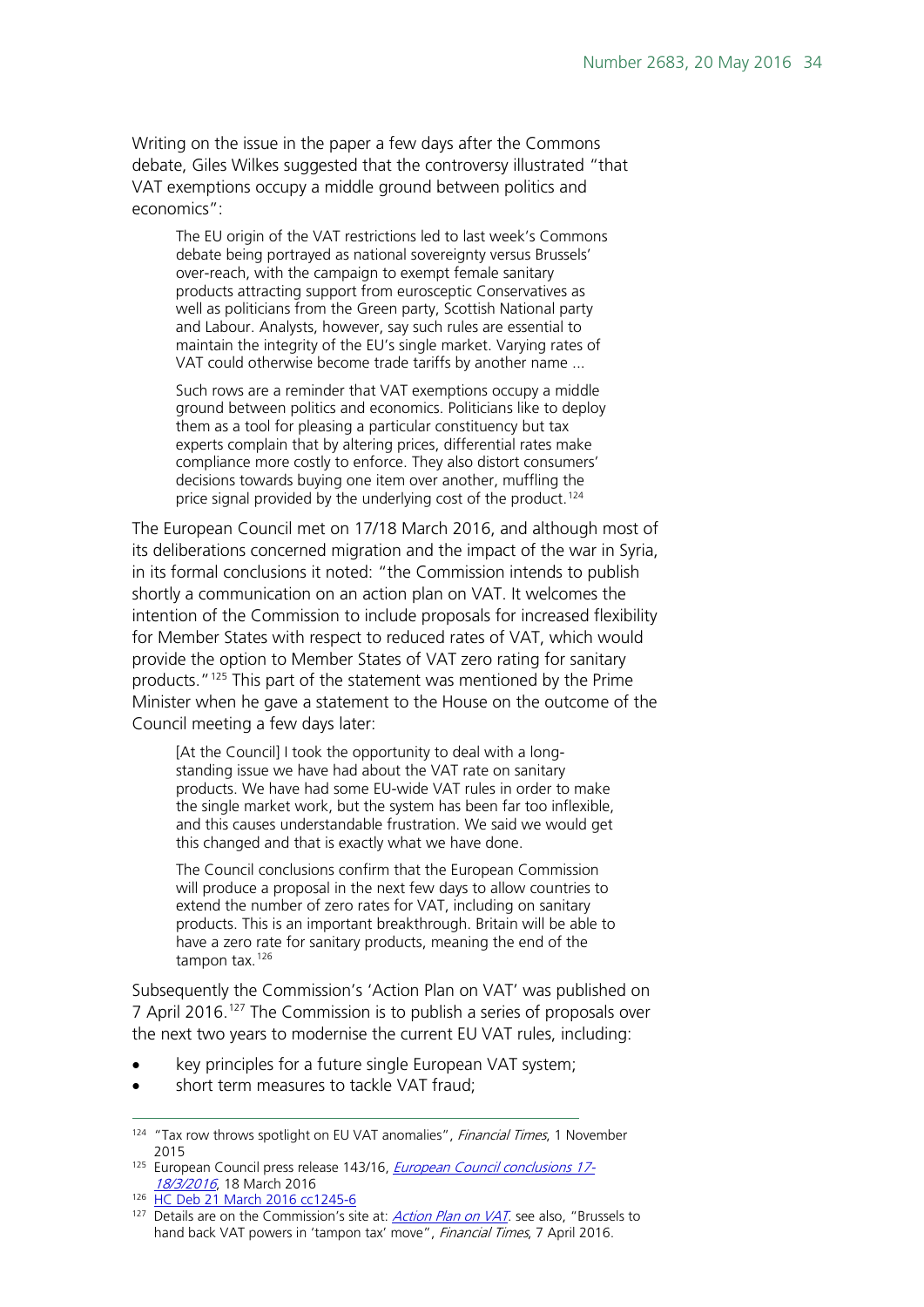Writing on the issue in the paper a few days after the Commons debate, Giles Wilkes suggested that the controversy illustrated "that VAT exemptions occupy a middle ground between politics and economics":

> The EU origin of the VAT restrictions led to last week's Commons debate being portrayed as national sovereignty versus Brussels' over-reach, with the campaign to exempt female sanitary products attracting support from eurosceptic Conservatives as well as politicians from the Green party, Scottish National party and Labour. Analysts, however, say such rules are essential to maintain the integrity of the EU's single market. Varying rates of VAT could otherwise become trade tariffs by another name …
>
> Such rows are a reminder that VAT exemptions occupy a middle ground between politics and economics. Politicians like to deploy them as a tool for pleasing a particular constituency but tax experts complain that by altering prices, differential rates make compliance more costly to enforce. They also distort consumers' decisions towards buying one item over another, muffling the price signal provided by the underlying cost of the product.[124]

The European Council met on 17/18 March 2016, and although most of its deliberations concerned migration and the impact of the war in Syria, in its formal conclusions it noted: "the Commission intends to publish shortly a communication on an action plan on VAT. It welcomes the intention of the Commission to include proposals for increased flexibility for Member States with respect to reduced rates of VAT, which would provide the option to Member States of VAT zero rating for sanitary products."[125] This part of the statement was mentioned by the Prime Minister when he gave a statement to the House on the outcome of the Council meeting a few days later:

> [At the Council] I took the opportunity to deal with a long-standing issue we have had about the VAT rate on sanitary products. We have had some EU-wide VAT rules in order to make the single market work, but the system has been far too inflexible, and this causes understandable frustration. We said we would get this changed and that is exactly what we have done.
>
> The Council conclusions confirm that the European Commission will produce a proposal in the next few days to allow countries to extend the number of zero rates for VAT, including on sanitary products. This is an important breakthrough. Britain will be able to have a zero rate for sanitary products, meaning the end of the tampon tax.[126]

Subsequently the Commission's 'Action Plan on VAT' was published on 7 April 2016.[127] The Commission is to publish a series of proposals over the next two years to modernise the current EU VAT rules, including:

- key principles for a future single European VAT system;
- short term measures to tackle VAT fraud;

---

[124] "Tax row throws spotlight on EU VAT anomalies", *Financial Times*, 1 November 2015

[125] European Council press release 143/16, *European Council conclusions 17-18/3/2016*, 18 March 2016

[126] HC Deb 21 March 2016 cc1245-6

[127] Details are on the Commission's site at: *Action Plan on VAT*. see also, "Brussels to hand back VAT powers in 'tampon tax' move", *Financial Times*, 7 April 2016.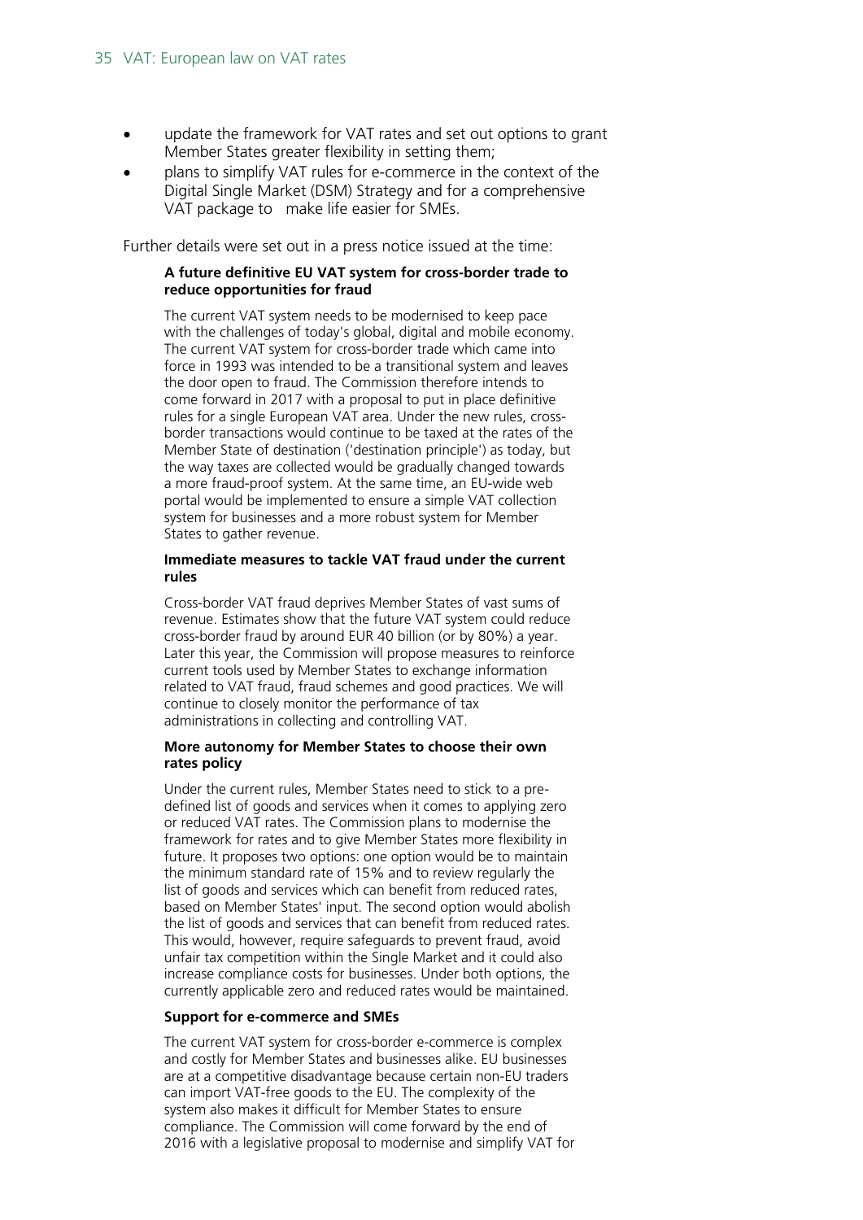- update the framework for VAT rates and set out options to grant Member States greater flexibility in setting them;
- plans to simplify VAT rules for e-commerce in the context of the Digital Single Market (DSM) Strategy and for a comprehensive VAT package to make life easier for SMEs.

Further details were set out in a press notice issued at the time:

> **A future definitive EU VAT system for cross-border trade to reduce opportunities for fraud**
>
> The current VAT system needs to be modernised to keep pace with the challenges of today's global, digital and mobile economy. The current VAT system for cross-border trade which came into force in 1993 was intended to be a transitional system and leaves the door open to fraud. The Commission therefore intends to come forward in 2017 with a proposal to put in place definitive rules for a single European VAT area. Under the new rules, cross-border transactions would continue to be taxed at the rates of the Member State of destination ('destination principle') as today, but the way taxes are collected would be gradually changed towards a more fraud-proof system. At the same time, an EU-wide web portal would be implemented to ensure a simple VAT collection system for businesses and a more robust system for Member States to gather revenue.
>
> **Immediate measures to tackle VAT fraud under the current rules**
>
> Cross-border VAT fraud deprives Member States of vast sums of revenue. Estimates show that the future VAT system could reduce cross-border fraud by around EUR 40 billion (or by 80%) a year. Later this year, the Commission will propose measures to reinforce current tools used by Member States to exchange information related to VAT fraud, fraud schemes and good practices. We will continue to closely monitor the performance of tax administrations in collecting and controlling VAT.
>
> **More autonomy for Member States to choose their own rates policy**
>
> Under the current rules, Member States need to stick to a pre-defined list of goods and services when it comes to applying zero or reduced VAT rates. The Commission plans to modernise the framework for rates and to give Member States more flexibility in future. It proposes two options: one option would be to maintain the minimum standard rate of 15% and to review regularly the list of goods and services which can benefit from reduced rates, based on Member States' input. The second option would abolish the list of goods and services that can benefit from reduced rates. This would, however, require safeguards to prevent fraud, avoid unfair tax competition within the Single Market and it could also increase compliance costs for businesses. Under both options, the currently applicable zero and reduced rates would be maintained.
>
> **Support for e-commerce and SMEs**
>
> The current VAT system for cross-border e-commerce is complex and costly for Member States and businesses alike. EU businesses are at a competitive disadvantage because certain non-EU traders can import VAT-free goods to the EU. The complexity of the system also makes it difficult for Member States to ensure compliance. The Commission will come forward by the end of 2016 with a legislative proposal to modernise and simplify VAT for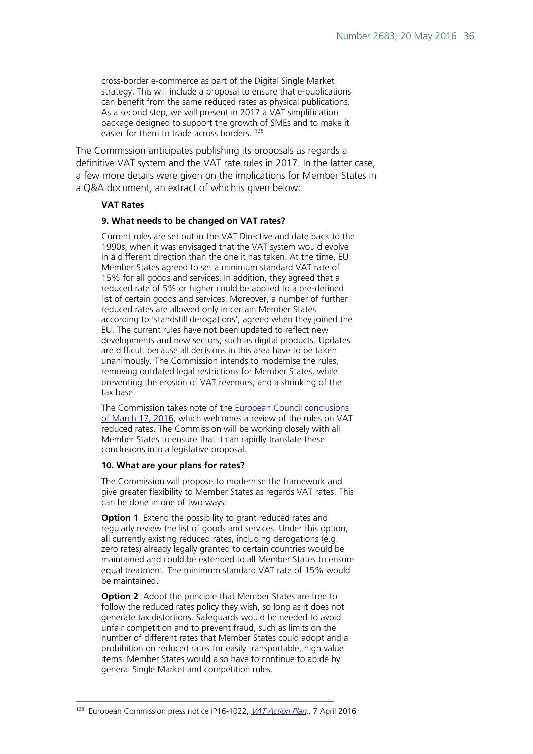> cross-border e-commerce as part of the Digital Single Market strategy. This will include a proposal to ensure that e-publications can benefit from the same reduced rates as physical publications. As a second step, we will present in 2017 a VAT simplification package designed to support the growth of SMEs and to make it easier for them to trade across borders. [128]

The Commission anticipates publishing its proposals as regards a definitive VAT system and the VAT rate rules in 2017. In the latter case, a few more details were given on the implications for Member States in a Q&A document, an extract of which is given below:

> **VAT Rates**
>
> **9. What needs to be changed on VAT rates?**
>
> Current rules are set out in the VAT Directive and date back to the 1990s, when it was envisaged that the VAT system would evolve in a different direction than the one it has taken. At the time, EU Member States agreed to set a minimum standard VAT rate of 15% for all goods and services. In addition, they agreed that a reduced rate of 5% or higher could be applied to a pre-defined list of certain goods and services. Moreover, a number of further reduced rates are allowed only in certain Member States according to 'standstill derogations', agreed when they joined the EU. The current rules have not been updated to reflect new developments and new sectors, such as digital products. Updates are difficult because all decisions in this area have to be taken unanimously. The Commission intends to modernise the rules, removing outdated legal restrictions for Member States, while preventing the erosion of VAT revenues, and a shrinking of the tax base.
>
> The Commission takes note of the European Council conclusions of March 17, 2016, which welcomes a review of the rules on VAT reduced rates. The Commission will be working closely with all Member States to ensure that it can rapidly translate these conclusions into a legislative proposal.
>
> **10. What are your plans for rates?**
>
> The Commission will propose to modernise the framework and give greater flexibility to Member States as regards VAT rates. This can be done in one of two ways:
>
> **Option 1** Extend the possibility to grant reduced rates and regularly review the list of goods and services. Under this option, all currently existing reduced rates, including derogations (e.g. zero rates) already legally granted to certain countries would be maintained and could be extended to all Member States to ensure equal treatment. The minimum standard VAT rate of 15% would be maintained.
>
> **Option 2** Adopt the principle that Member States are free to follow the reduced rates policy they wish, so long as it does not generate tax distortions. Safeguards would be needed to avoid unfair competition and to prevent fraud, such as limits on the number of different rates that Member States could adopt and a prohibition on reduced rates for easily transportable, high value items. Member States would also have to continue to abide by general Single Market and competition rules.

---

[128] European Commission press notice IP16-1022, *VAT Action Plan*,, 7 April 2016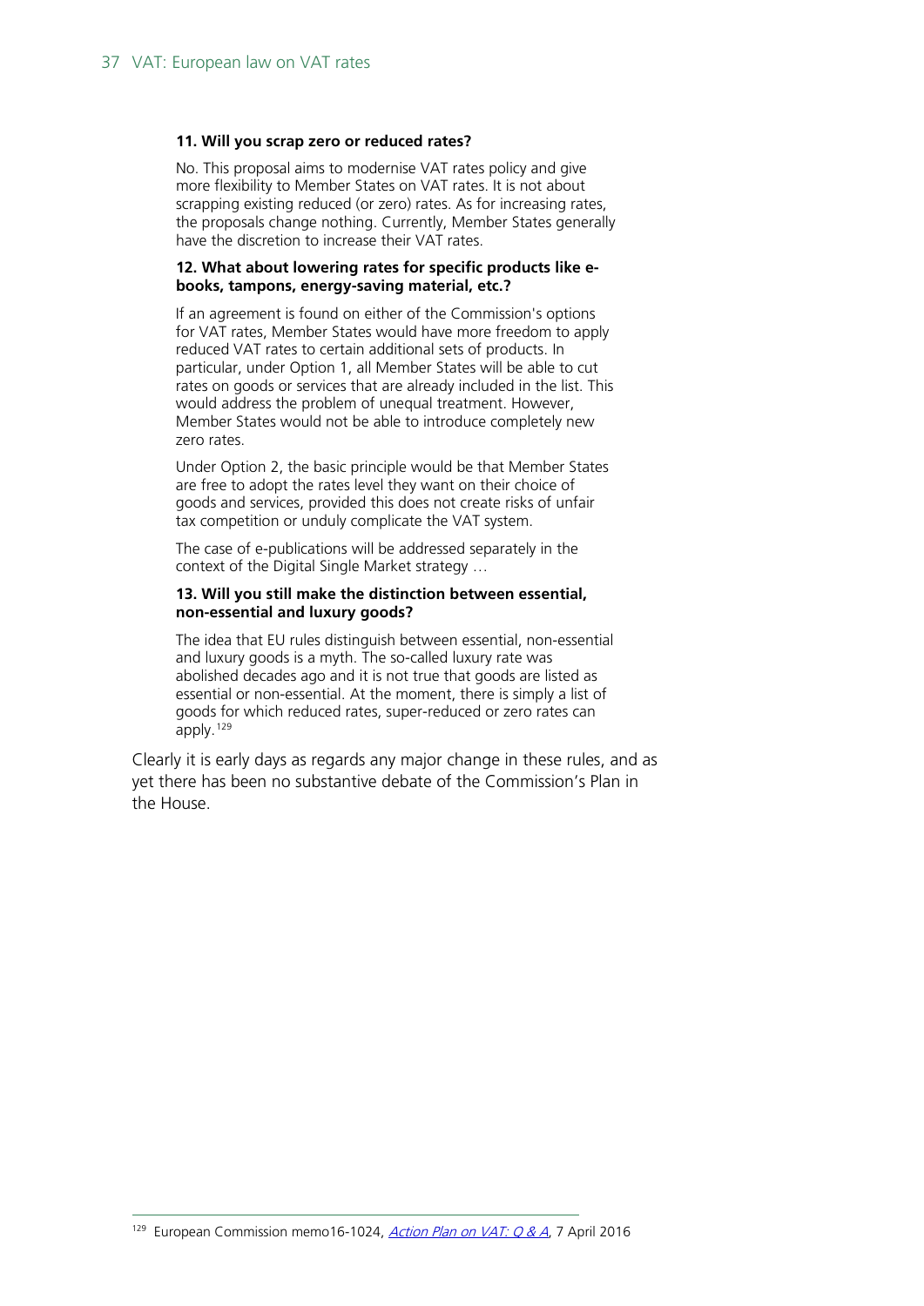**11. Will you scrap zero or reduced rates?**

No. This proposal aims to modernise VAT rates policy and give more flexibility to Member States on VAT rates. It is not about scrapping existing reduced (or zero) rates. As for increasing rates, the proposals change nothing. Currently, Member States generally have the discretion to increase their VAT rates.

**12. What about lowering rates for specific products like e-books, tampons, energy-saving material, etc.?**

If an agreement is found on either of the Commission's options for VAT rates, Member States would have more freedom to apply reduced VAT rates to certain additional sets of products. In particular, under Option 1, all Member States will be able to cut rates on goods or services that are already included in the list. This would address the problem of unequal treatment. However, Member States would not be able to introduce completely new zero rates.

Under Option 2, the basic principle would be that Member States are free to adopt the rates level they want on their choice of goods and services, provided this does not create risks of unfair tax competition or unduly complicate the VAT system.

The case of e-publications will be addressed separately in the context of the Digital Single Market strategy …

**13. Will you still make the distinction between essential, non-essential and luxury goods?**

The idea that EU rules distinguish between essential, non-essential and luxury goods is a myth. The so-called luxury rate was abolished decades ago and it is not true that goods are listed as essential or non-essential. At the moment, there is simply a list of goods for which reduced rates, super-reduced or zero rates can apply.[129]

Clearly it is early days as regards any major change in these rules, and as yet there has been no substantive debate of the Commission's Plan in the House.

[129] European Commission memo16-1024, *Action Plan on VAT: Q & A*, 7 April 2016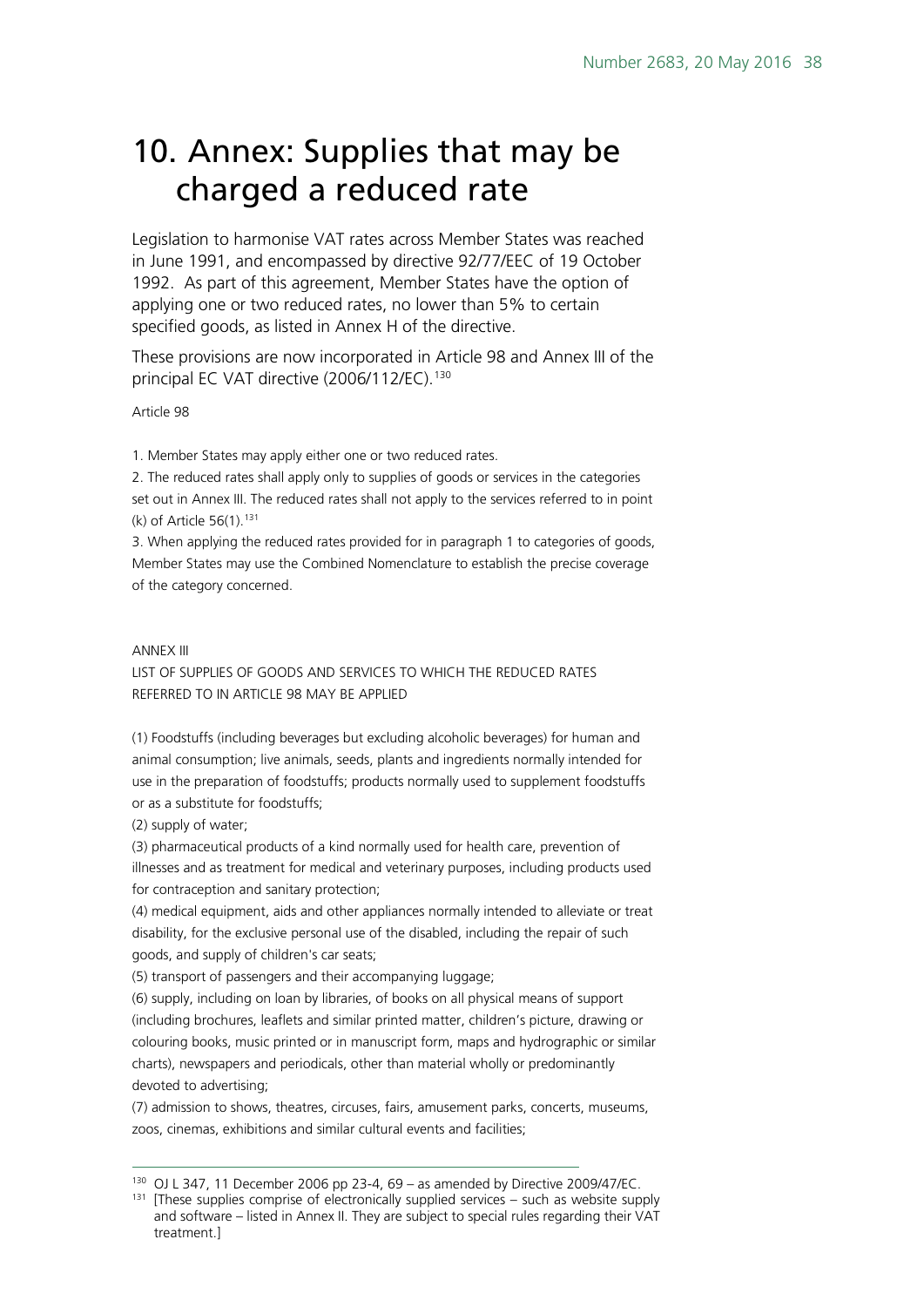# 10. Annex: Supplies that may be charged a reduced rate

Legislation to harmonise VAT rates across Member States was reached in June 1991, and encompassed by directive 92/77/EEC of 19 October 1992. As part of this agreement, Member States have the option of applying one or two reduced rates, no lower than 5% to certain specified goods, as listed in Annex H of the directive.

These provisions are now incorporated in Article 98 and Annex III of the principal EC VAT directive (2006/112/EC).[130]

Article 98

1. Member States may apply either one or two reduced rates.
2. The reduced rates shall apply only to supplies of goods or services in the categories set out in Annex III. The reduced rates shall not apply to the services referred to in point (k) of Article 56(1).[131]
3. When applying the reduced rates provided for in paragraph 1 to categories of goods, Member States may use the Combined Nomenclature to establish the precise coverage of the category concerned.

ANNEX III
LIST OF SUPPLIES OF GOODS AND SERVICES TO WHICH THE REDUCED RATES REFERRED TO IN ARTICLE 98 MAY BE APPLIED

(1) Foodstuffs (including beverages but excluding alcoholic beverages) for human and animal consumption; live animals, seeds, plants and ingredients normally intended for use in the preparation of foodstuffs; products normally used to supplement foodstuffs or as a substitute for foodstuffs;
(2) supply of water;
(3) pharmaceutical products of a kind normally used for health care, prevention of illnesses and as treatment for medical and veterinary purposes, including products used for contraception and sanitary protection;
(4) medical equipment, aids and other appliances normally intended to alleviate or treat disability, for the exclusive personal use of the disabled, including the repair of such goods, and supply of children's car seats;
(5) transport of passengers and their accompanying luggage;
(6) supply, including on loan by libraries, of books on all physical means of support (including brochures, leaflets and similar printed matter, children's picture, drawing or colouring books, music printed or in manuscript form, maps and hydrographic or similar charts), newspapers and periodicals, other than material wholly or predominantly devoted to advertising;
(7) admission to shows, theatres, circuses, fairs, amusement parks, concerts, museums, zoos, cinemas, exhibitions and similar cultural events and facilities;

---

[130] OJ L 347, 11 December 2006 pp 23-4, 69 – as amended by Directive 2009/47/EC.

[131] [These supplies comprise of electronically supplied services – such as website supply and software – listed in Annex II. They are subject to special rules regarding their VAT treatment.]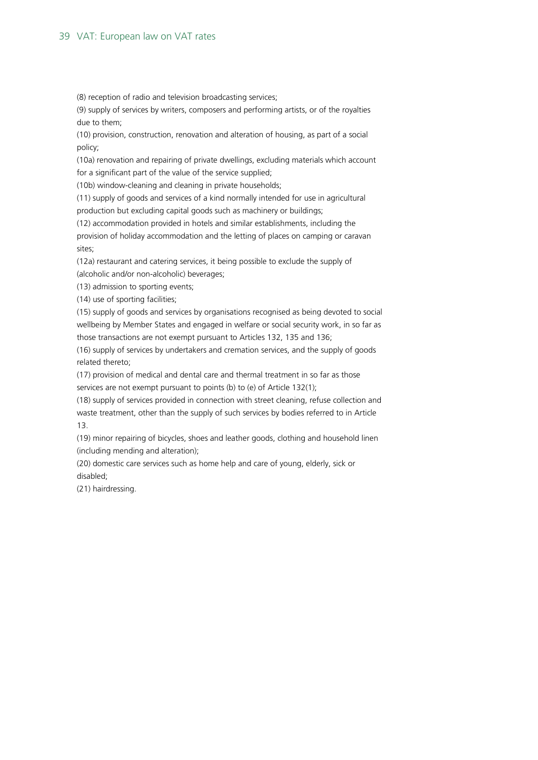(8) reception of radio and television broadcasting services;

(9) supply of services by writers, composers and performing artists, or of the royalties due to them;

(10) provision, construction, renovation and alteration of housing, as part of a social policy;

(10a) renovation and repairing of private dwellings, excluding materials which account for a significant part of the value of the service supplied;

(10b) window-cleaning and cleaning in private households;

(11) supply of goods and services of a kind normally intended for use in agricultural production but excluding capital goods such as machinery or buildings;

(12) accommodation provided in hotels and similar establishments, including the provision of holiday accommodation and the letting of places on camping or caravan sites;

(12a) restaurant and catering services, it being possible to exclude the supply of (alcoholic and/or non-alcoholic) beverages;

(13) admission to sporting events;

(14) use of sporting facilities;

(15) supply of goods and services by organisations recognised as being devoted to social wellbeing by Member States and engaged in welfare or social security work, in so far as those transactions are not exempt pursuant to Articles 132, 135 and 136;

(16) supply of services by undertakers and cremation services, and the supply of goods related thereto;

(17) provision of medical and dental care and thermal treatment in so far as those services are not exempt pursuant to points (b) to (e) of Article 132(1);

(18) supply of services provided in connection with street cleaning, refuse collection and waste treatment, other than the supply of such services by bodies referred to in Article 13.

(19) minor repairing of bicycles, shoes and leather goods, clothing and household linen (including mending and alteration);

(20) domestic care services such as home help and care of young, elderly, sick or disabled;

(21) hairdressing.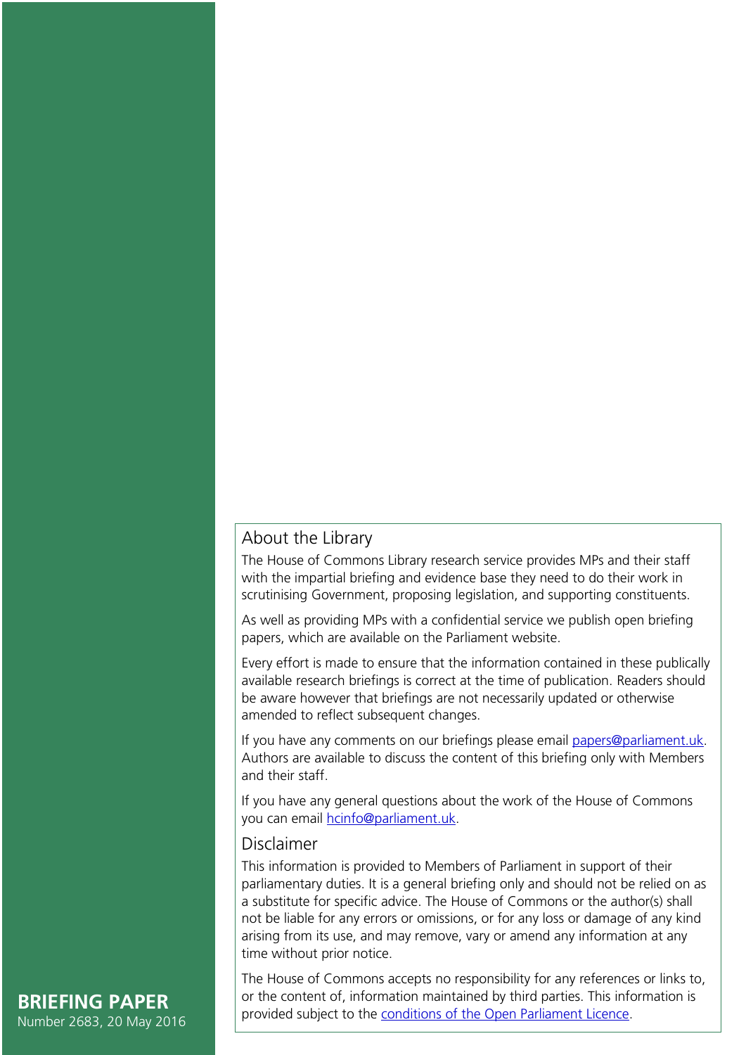**BRIEFING PAPER**

Number 2683, 20 May 2016

## About the Library

The House of Commons Library research service provides MPs and their staff with the impartial briefing and evidence base they need to do their work in scrutinising Government, proposing legislation, and supporting constituents.

As well as providing MPs with a confidential service we publish open briefing papers, which are available on the Parliament website.

Every effort is made to ensure that the information contained in these publically available research briefings is correct at the time of publication. Readers should be aware however that briefings are not necessarily updated or otherwise amended to reflect subsequent changes.

If you have any comments on our briefings please email papers@parliament.uk. Authors are available to discuss the content of this briefing only with Members and their staff.

If you have any general questions about the work of the House of Commons you can email hcinfo@parliament.uk.

## Disclaimer

This information is provided to Members of Parliament in support of their parliamentary duties. It is a general briefing only and should not be relied on as a substitute for specific advice. The House of Commons or the author(s) shall not be liable for any errors or omissions, or for any loss or damage of any kind arising from its use, and may remove, vary or amend any information at any time without prior notice.

The House of Commons accepts no responsibility for any references or links to, or the content of, information maintained by third parties. This information is provided subject to the conditions of the Open Parliament Licence.